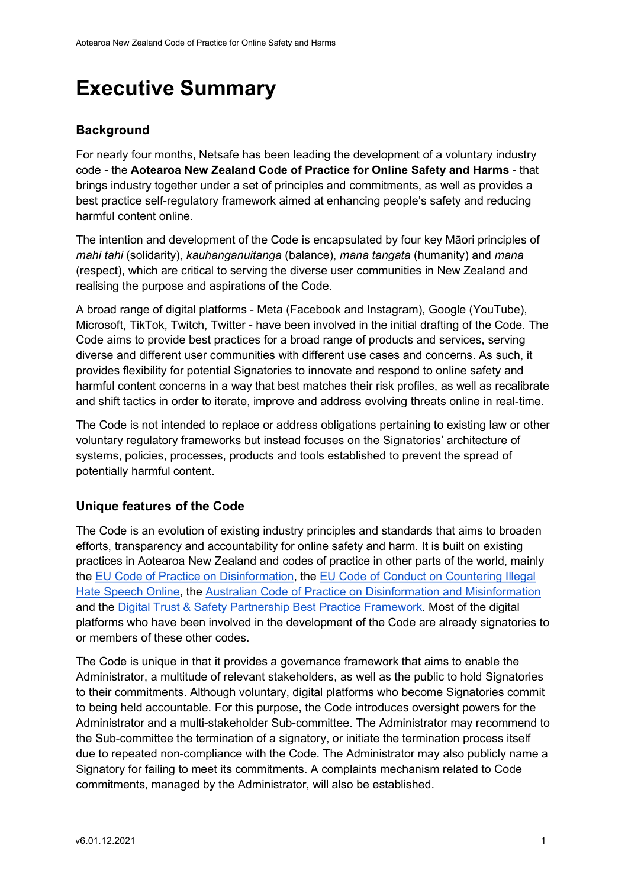# Executive Summary

## Background

For nearly four months, Netsafe has been leading the development of a voluntary industry code - the **Aotearoa New Zealand Code of Practice for Online Safety and Harms** - that brings industry together under a set of principles and commitments, as well as provides a best practice self-regulatory framework aimed at enhancing people's safety and reducing harmful content online.

The intention and development of the Code is encapsulated by four key Māori principles of *mahi tahi* (solidarity), *kauhanganuitanga* (balance), *mana tangata* (humanity) and *mana* (respect), which are critical to serving the diverse user communities in New Zealand and realising the purpose and aspirations of the Code.

A broad range of digital platforms - Meta (Facebook and Instagram), Google (YouTube), Microsoft, TikTok, Twitch, Twitter - have been involved in the initial drafting of the Code. The Code aims to provide best practices for a broad range of products and services, serving diverse and different user communities with different use cases and concerns. As such, it provides flexibility for potential Signatories to innovate and respond to online safety and harmful content concerns in a way that best matches their risk profiles, as well as recalibrate and shift tactics in order to iterate, improve and address evolving threats online in real-time.

The Code is not intended to replace or address obligations pertaining to existing law or other voluntary regulatory frameworks but instead focuses on the Signatories' architecture of systems, policies, processes, products and tools established to prevent the spread of potentially harmful content.

## Unique features of the Code

The Code is an evolution of existing industry principles and standards that aims to broaden efforts, transparency and accountability for online safety and harm. It is built on existing practices in Aotearoa New Zealand and codes of practice in other parts of the world, mainly the EU Code of Practice on Disinformation, the EU Code of Conduct on Countering Illegal Hate Speech Online, the Australian Code of Practice on Disinformation and Misinformation and the Digital Trust & Safety Partnership Best Practice Framework. Most of the digital platforms who have been involved in the development of the Code are already signatories to or members of these other codes.

The Code is unique in that it provides a governance framework that aims to enable the Administrator, a multitude of relevant stakeholders, as well as the public to hold Signatories to their commitments. Although voluntary, digital platforms who become Signatories commit to being held accountable. For this purpose, the Code introduces oversight powers for the Administrator and a multi-stakeholder Sub-committee. The Administrator may recommend to the Sub-committee the termination of a signatory, or initiate the termination process itself due to repeated non-compliance with the Code. The Administrator may also publicly name a Signatory for failing to meet its commitments. A complaints mechanism related to Code commitments, managed by the Administrator, will also be established.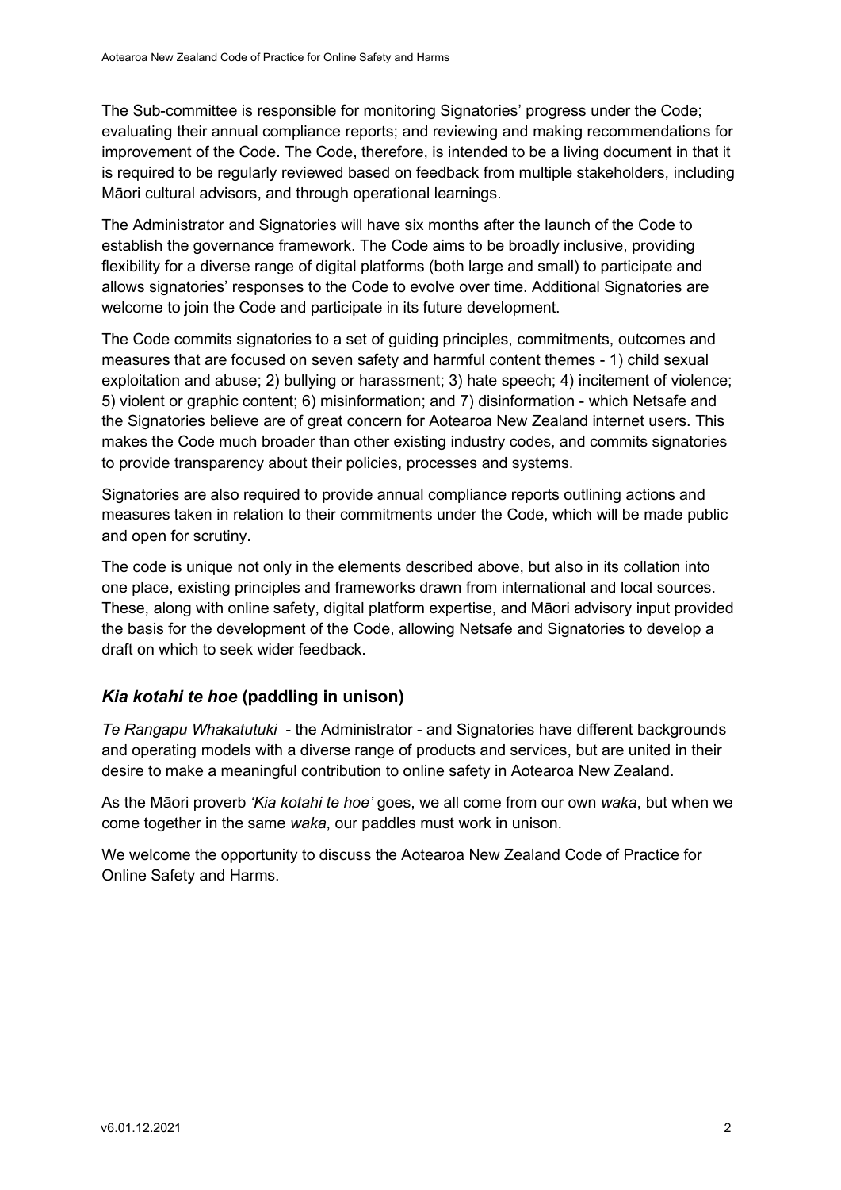The Sub-committee is responsible for monitoring Signatories' progress under the Code; evaluating their annual compliance reports; and reviewing and making recommendations for improvement of the Code. The Code, therefore, is intended to be a living document in that it is required to be regularly reviewed based on feedback from multiple stakeholders, including Māori cultural advisors, and through operational learnings.

The Administrator and Signatories will have six months after the launch of the Code to establish the governance framework. The Code aims to be broadly inclusive, providing flexibility for a diverse range of digital platforms (both large and small) to participate and allows signatories' responses to the Code to evolve over time. Additional Signatories are welcome to join the Code and participate in its future development.

The Code commits signatories to a set of guiding principles, commitments, outcomes and measures that are focused on seven safety and harmful content themes - 1) child sexual exploitation and abuse; 2) bullying or harassment; 3) hate speech; 4) incitement of violence; 5) violent or graphic content; 6) misinformation; and 7) disinformation - which Netsafe and the Signatories believe are of great concern for Aotearoa New Zealand internet users. This makes the Code much broader than other existing industry codes, and commits signatories to provide transparency about their policies, processes and systems.

Signatories are also required to provide annual compliance reports outlining actions and measures taken in relation to their commitments under the Code, which will be made public and open for scrutiny.

The code is unique not only in the elements described above, but also in its collation into one place, existing principles and frameworks drawn from international and local sources. These, along with online safety, digital platform expertise, and Māori advisory input provided the basis for the development of the Code, allowing Netsafe and Signatories to develop a draft on which to seek wider feedback.

## *Kia kotahi te hoe* (paddling in unison)

*Te Rangapu Whakatutuki* - the Administrator - and Signatories have different backgrounds and operating models with a diverse range of products and services, but are united in their desire to make a meaningful contribution to online safety in Aotearoa New Zealand.

As the Māori proverb *'Kia kotahi te hoe'* goes, we all come from our own *waka*, but when we come together in the same *waka*, our paddles must work in unison.

We welcome the opportunity to discuss the Aotearoa New Zealand Code of Practice for Online Safety and Harms.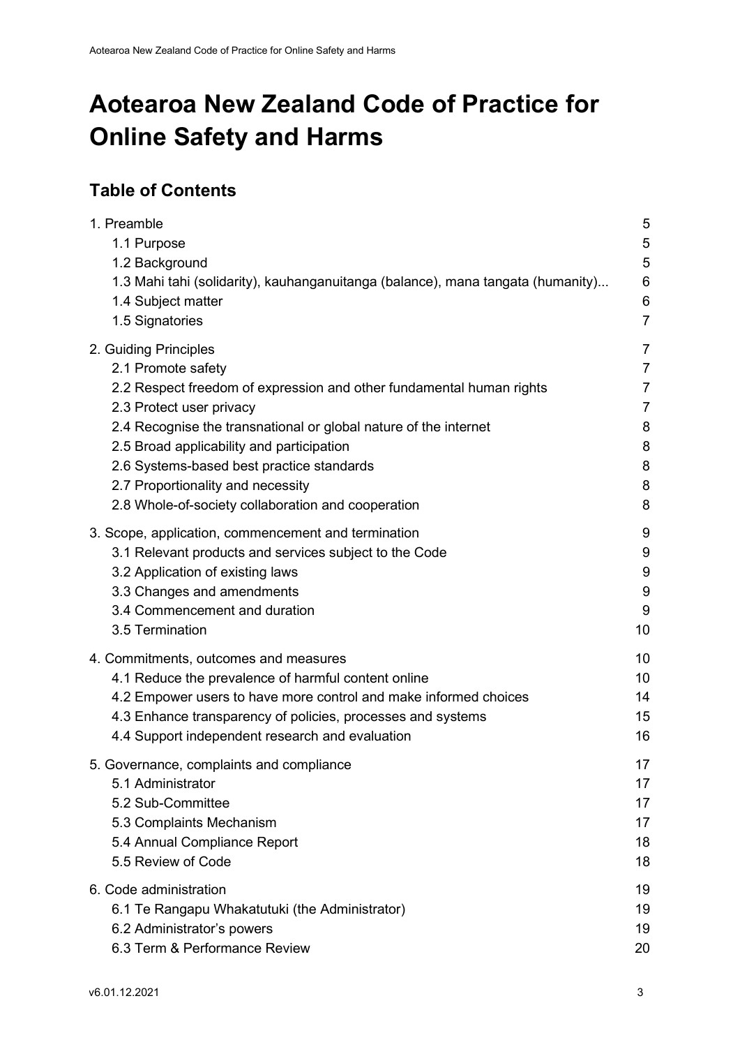# Aotearoa New Zealand Code of Practice for Online Safety and Harms

## Table of Contents

1. Preamble 5
   - 1.1 Purpose 5
   - 1.2 Background 5
   - 1.3 Mahi tahi (solidarity), kauhanganuitanga (balance), mana tangata (humanity)... 6
   - 1.4 Subject matter 6
   - 1.5 Signatories 7
2. Guiding Principles 7
   - 2.1 Promote safety 7
   - 2.2 Respect freedom of expression and other fundamental human rights 7
   - 2.3 Protect user privacy 7
   - 2.4 Recognise the transnational or global nature of the internet 8
   - 2.5 Broad applicability and participation 8
   - 2.6 Systems-based best practice standards 8
   - 2.7 Proportionality and necessity 8
   - 2.8 Whole-of-society collaboration and cooperation 8
3. Scope, application, commencement and termination 9
   - 3.1 Relevant products and services subject to the Code 9
   - 3.2 Application of existing laws 9
   - 3.3 Changes and amendments 9
   - 3.4 Commencement and duration 9
   - 3.5 Termination 10
4. Commitments, outcomes and measures 10
   - 4.1 Reduce the prevalence of harmful content online 10
   - 4.2 Empower users to have more control and make informed choices 14
   - 4.3 Enhance transparency of policies, processes and systems 15
   - 4.4 Support independent research and evaluation 16
5. Governance, complaints and compliance 17
   - 5.1 Administrator 17
   - 5.2 Sub-Committee 17
   - 5.3 Complaints Mechanism 17
   - 5.4 Annual Compliance Report 18
   - 5.5 Review of Code 18
6. Code administration 19
   - 6.1 Te Rangapu Whakatutuki (the Administrator) 19
   - 6.2 Administrator's powers 19
   - 6.3 Term & Performance Review 20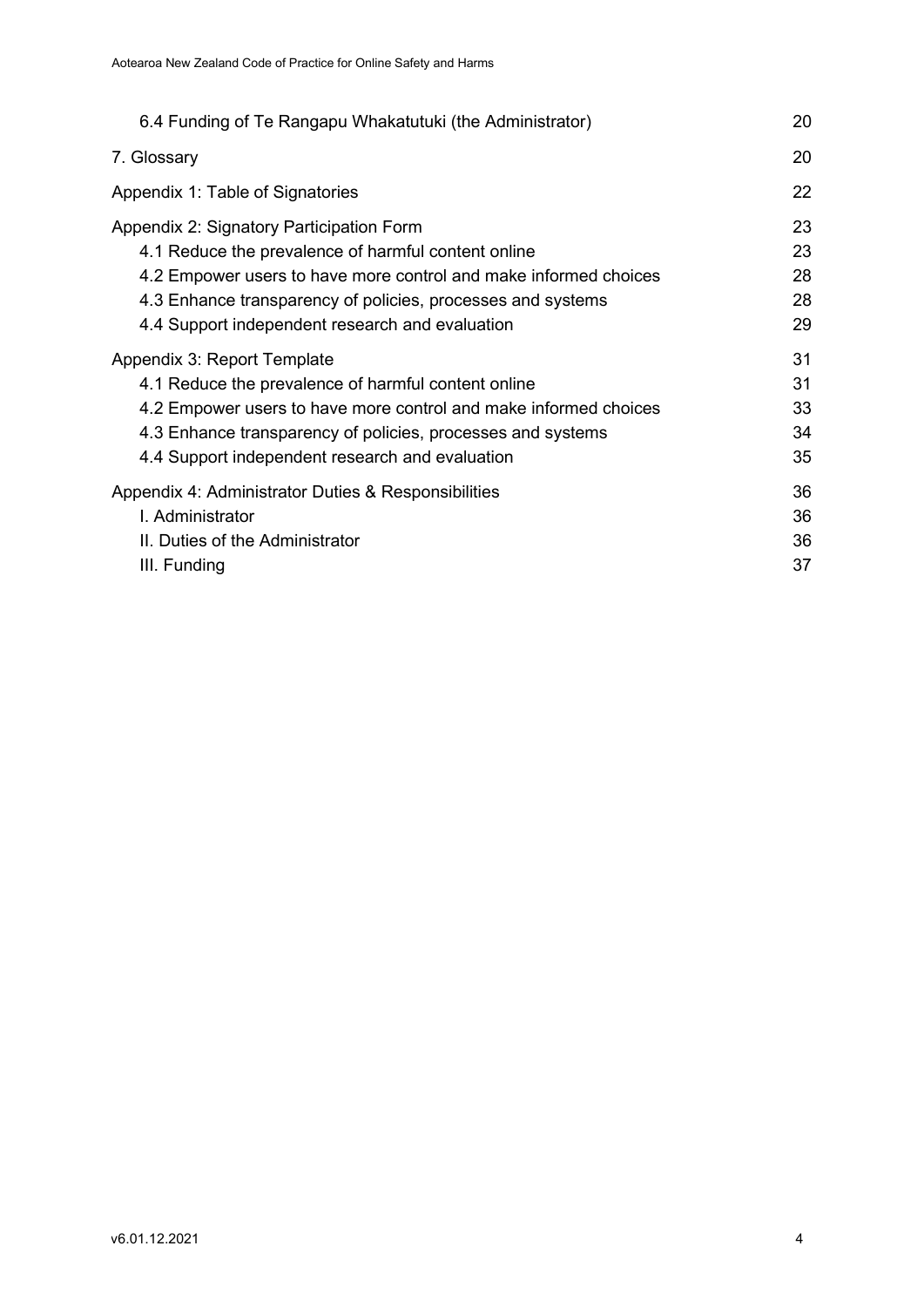6.4 Funding of Te Rangapu Whakatutuki (the Administrator) 20

7. Glossary 20

Appendix 1: Table of Signatories 22

Appendix 2: Signatory Participation Form 23
- 4.1 Reduce the prevalence of harmful content online 23
- 4.2 Empower users to have more control and make informed choices 28
- 4.3 Enhance transparency of policies, processes and systems 28
- 4.4 Support independent research and evaluation 29

Appendix 3: Report Template 31
- 4.1 Reduce the prevalence of harmful content online 31
- 4.2 Empower users to have more control and make informed choices 33
- 4.3 Enhance transparency of policies, processes and systems 34
- 4.4 Support independent research and evaluation 35

Appendix 4: Administrator Duties & Responsibilities 36
- I. Administrator 36
- II. Duties of the Administrator 36
- III. Funding 37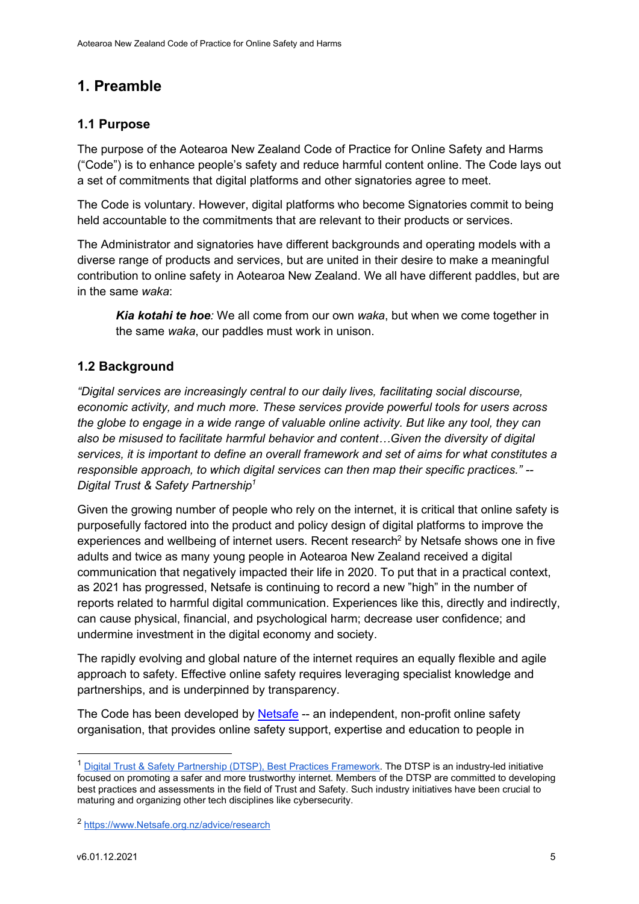# 1. Preamble

## 1.1 Purpose

The purpose of the Aotearoa New Zealand Code of Practice for Online Safety and Harms ("Code") is to enhance people's safety and reduce harmful content online. The Code lays out a set of commitments that digital platforms and other signatories agree to meet.

The Code is voluntary. However, digital platforms who become Signatories commit to being held accountable to the commitments that are relevant to their products or services.

The Administrator and signatories have different backgrounds and operating models with a diverse range of products and services, but are united in their desire to make a meaningful contribution to online safety in Aotearoa New Zealand. We all have different paddles, but are in the same *waka*:

> ***Kia kotahi te hoe****:* We all come from our own *waka*, but when we come together in the same *waka*, our paddles must work in unison.

## 1.2 Background

*"Digital services are increasingly central to our daily lives, facilitating social discourse, economic activity, and much more. These services provide powerful tools for users across the globe to engage in a wide range of valuable online activity. But like any tool, they can also be misused to facilitate harmful behavior and content…Given the diversity of digital services, it is important to define an overall framework and set of aims for what constitutes a responsible approach, to which digital services can then map their specific practices." -- Digital Trust & Safety Partnership*[1]

Given the growing number of people who rely on the internet, it is critical that online safety is purposefully factored into the product and policy design of digital platforms to improve the experiences and wellbeing of internet users. Recent research[2] by Netsafe shows one in five adults and twice as many young people in Aotearoa New Zealand received a digital communication that negatively impacted their life in 2020. To put that in a practical context, as 2021 has progressed, Netsafe is continuing to record a new "high" in the number of reports related to harmful digital communication. Experiences like this, directly and indirectly, can cause physical, financial, and psychological harm; decrease user confidence; and undermine investment in the digital economy and society.

The rapidly evolving and global nature of the internet requires an equally flexible and agile approach to safety. Effective online safety requires leveraging specialist knowledge and partnerships, and is underpinned by transparency.

The Code has been developed by [Netsafe](https://www.netsafe.org.nz) -- an independent, non-profit online safety organisation, that provides online safety support, expertise and education to people in

---

[1] [Digital Trust & Safety Partnership (DTSP), Best Practices Framework](#). The DTSP is an industry-led initiative focused on promoting a safer and more trustworthy internet. Members of the DTSP are committed to developing best practices and assessments in the field of Trust and Safety. Such industry initiatives have been crucial to maturing and organizing other tech disciplines like cybersecurity.

[2] https://www.Netsafe.org.nz/advice/research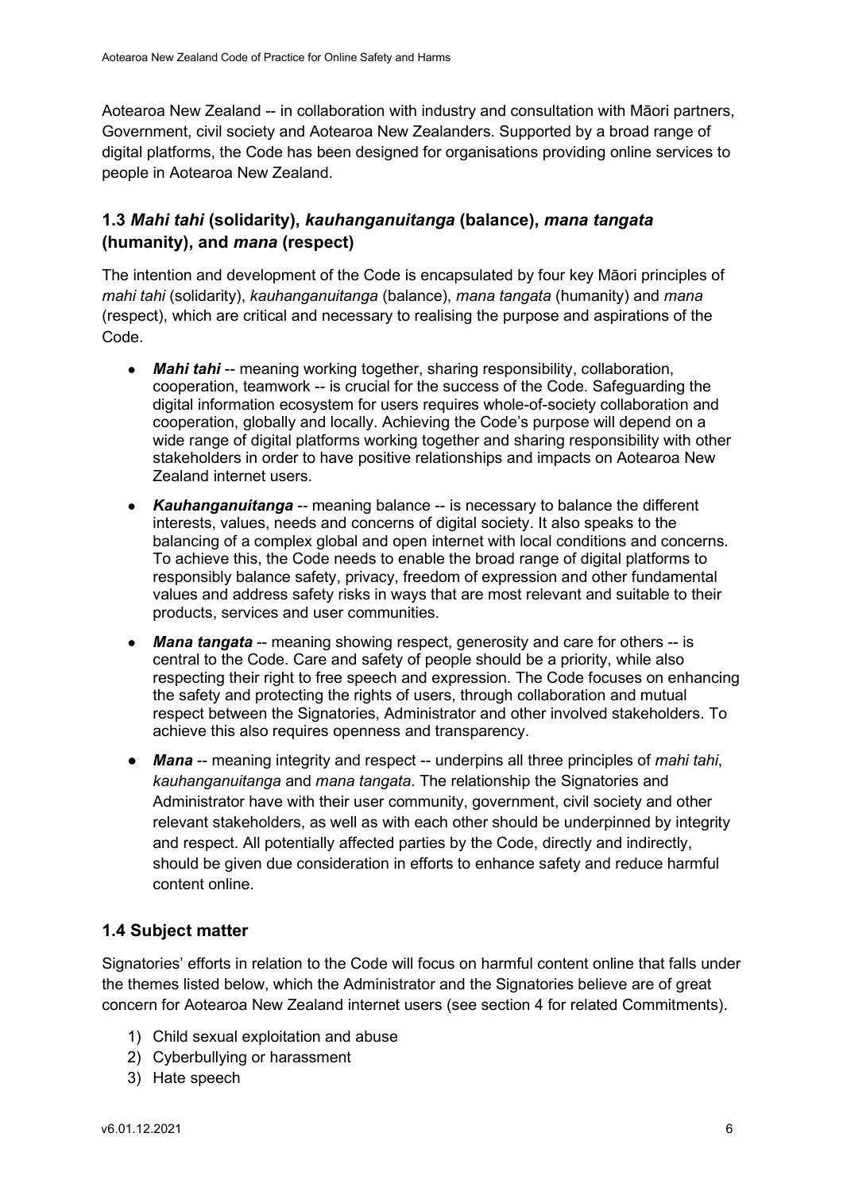Aotearoa New Zealand -- in collaboration with industry and consultation with Māori partners, Government, civil society and Aotearoa New Zealanders. Supported by a broad range of digital platforms, the Code has been designed for organisations providing online services to people in Aotearoa New Zealand.

### 1.3 *Mahi tahi* (solidarity), *kauhanganuitanga* (balance), *mana tangata* (humanity), and *mana* (respect)

The intention and development of the Code is encapsulated by four key Māori principles of *mahi tahi* (solidarity), *kauhanganuitanga* (balance), *mana tangata* (humanity) and *mana* (respect), which are critical and necessary to realising the purpose and aspirations of the Code.

- ***Mahi tahi*** -- meaning working together, sharing responsibility, collaboration, cooperation, teamwork -- is crucial for the success of the Code. Safeguarding the digital information ecosystem for users requires whole-of-society collaboration and cooperation, globally and locally. Achieving the Code's purpose will depend on a wide range of digital platforms working together and sharing responsibility with other stakeholders in order to have positive relationships and impacts on Aotearoa New Zealand internet users.
- ***Kauhanganuitanga*** -- meaning balance -- is necessary to balance the different interests, values, needs and concerns of digital society. It also speaks to the balancing of a complex global and open internet with local conditions and concerns. To achieve this, the Code needs to enable the broad range of digital platforms to responsibly balance safety, privacy, freedom of expression and other fundamental values and address safety risks in ways that are most relevant and suitable to their products, services and user communities.
- ***Mana tangata*** -- meaning showing respect, generosity and care for others -- is central to the Code. Care and safety of people should be a priority, while also respecting their right to free speech and expression. The Code focuses on enhancing the safety and protecting the rights of users, through collaboration and mutual respect between the Signatories, Administrator and other involved stakeholders. To achieve this also requires openness and transparency.
- ***Mana*** -- meaning integrity and respect -- underpins all three principles of *mahi tahi*, *kauhanganuitanga* and *mana tangata*. The relationship the Signatories and Administrator have with their user community, government, civil society and other relevant stakeholders, as well as with each other should be underpinned by integrity and respect. All potentially affected parties by the Code, directly and indirectly, should be given due consideration in efforts to enhance safety and reduce harmful content online.

### 1.4 Subject matter

Signatories' efforts in relation to the Code will focus on harmful content online that falls under the themes listed below, which the Administrator and the Signatories believe are of great concern for Aotearoa New Zealand internet users (see section 4 for related Commitments).

1) Child sexual exploitation and abuse
2) Cyberbullying or harassment
3) Hate speech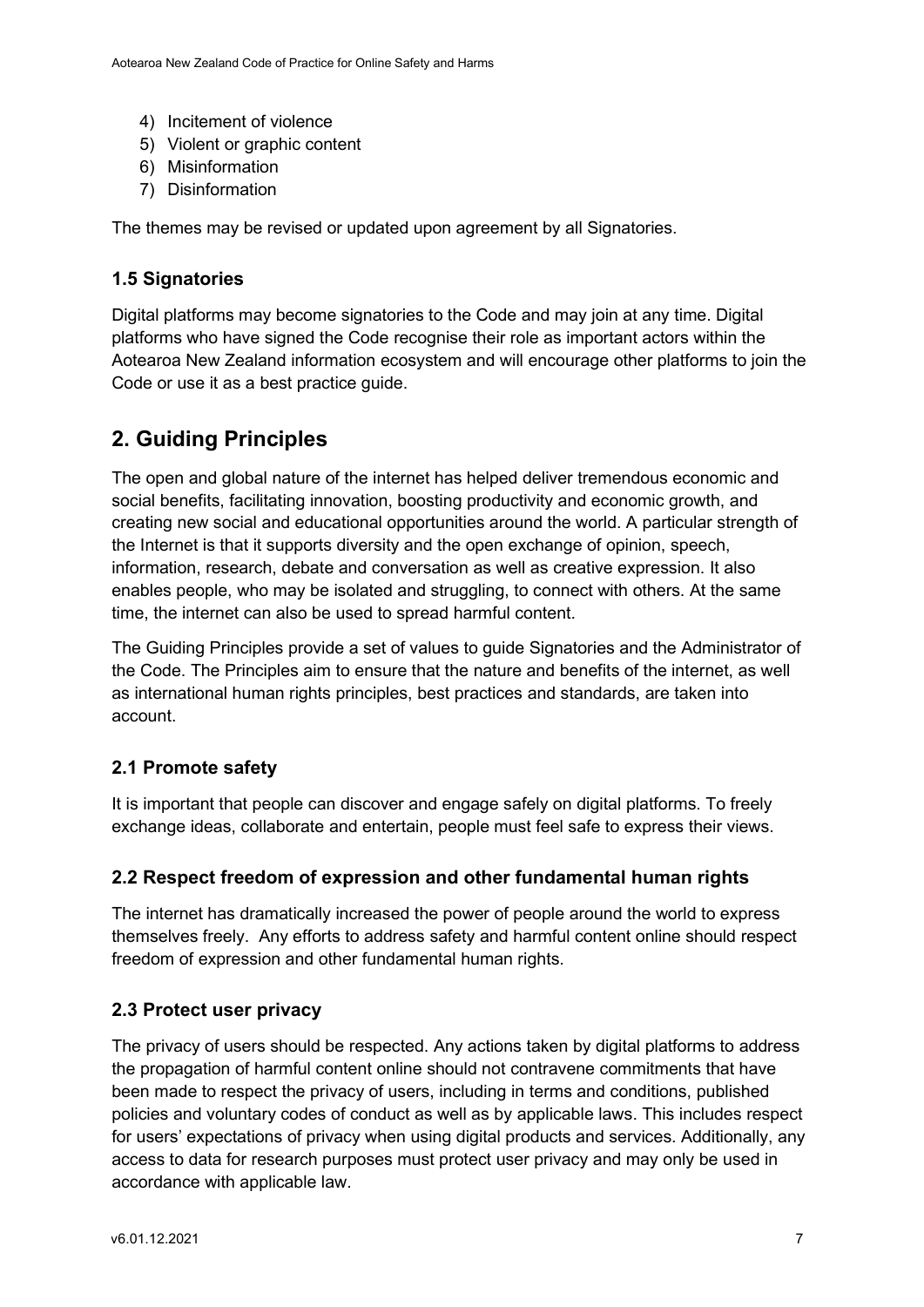4) Incitement of violence
5) Violent or graphic content
6) Misinformation
7) Disinformation

The themes may be revised or updated upon agreement by all Signatories.

### 1.5 Signatories

Digital platforms may become signatories to the Code and may join at any time. Digital platforms who have signed the Code recognise their role as important actors within the Aotearoa New Zealand information ecosystem and will encourage other platforms to join the Code or use it as a best practice guide.

## 2. Guiding Principles

The open and global nature of the internet has helped deliver tremendous economic and social benefits, facilitating innovation, boosting productivity and economic growth, and creating new social and educational opportunities around the world. A particular strength of the Internet is that it supports diversity and the open exchange of opinion, speech, information, research, debate and conversation as well as creative expression. It also enables people, who may be isolated and struggling, to connect with others. At the same time, the internet can also be used to spread harmful content.

The Guiding Principles provide a set of values to guide Signatories and the Administrator of the Code. The Principles aim to ensure that the nature and benefits of the internet, as well as international human rights principles, best practices and standards, are taken into account.

### 2.1 Promote safety

It is important that people can discover and engage safely on digital platforms. To freely exchange ideas, collaborate and entertain, people must feel safe to express their views.

### 2.2 Respect freedom of expression and other fundamental human rights

The internet has dramatically increased the power of people around the world to express themselves freely. Any efforts to address safety and harmful content online should respect freedom of expression and other fundamental human rights.

### 2.3 Protect user privacy

The privacy of users should be respected. Any actions taken by digital platforms to address the propagation of harmful content online should not contravene commitments that have been made to respect the privacy of users, including in terms and conditions, published policies and voluntary codes of conduct as well as by applicable laws. This includes respect for users' expectations of privacy when using digital products and services. Additionally, any access to data for research purposes must protect user privacy and may only be used in accordance with applicable law.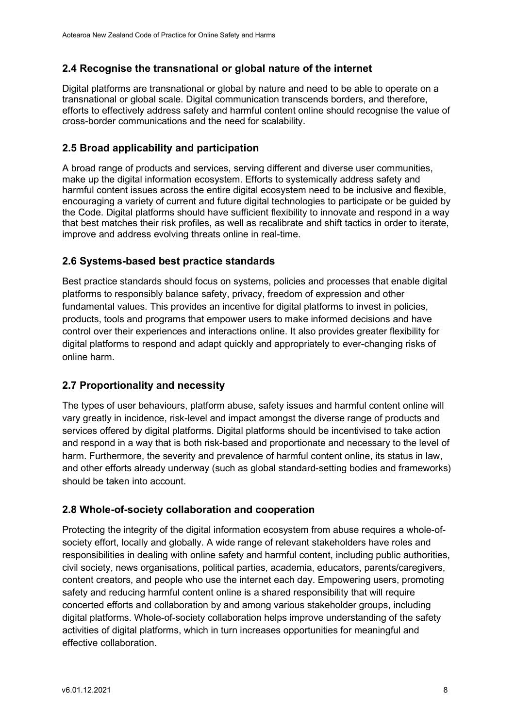### 2.4 Recognise the transnational or global nature of the internet

Digital platforms are transnational or global by nature and need to be able to operate on a transnational or global scale. Digital communication transcends borders, and therefore, efforts to effectively address safety and harmful content online should recognise the value of cross-border communications and the need for scalability.

### 2.5 Broad applicability and participation

A broad range of products and services, serving different and diverse user communities, make up the digital information ecosystem. Efforts to systemically address safety and harmful content issues across the entire digital ecosystem need to be inclusive and flexible, encouraging a variety of current and future digital technologies to participate or be guided by the Code. Digital platforms should have sufficient flexibility to innovate and respond in a way that best matches their risk profiles, as well as recalibrate and shift tactics in order to iterate, improve and address evolving threats online in real-time.

### 2.6 Systems-based best practice standards

Best practice standards should focus on systems, policies and processes that enable digital platforms to responsibly balance safety, privacy, freedom of expression and other fundamental values. This provides an incentive for digital platforms to invest in policies, products, tools and programs that empower users to make informed decisions and have control over their experiences and interactions online. It also provides greater flexibility for digital platforms to respond and adapt quickly and appropriately to ever-changing risks of online harm.

### 2.7 Proportionality and necessity

The types of user behaviours, platform abuse, safety issues and harmful content online will vary greatly in incidence, risk-level and impact amongst the diverse range of products and services offered by digital platforms. Digital platforms should be incentivised to take action and respond in a way that is both risk-based and proportionate and necessary to the level of harm. Furthermore, the severity and prevalence of harmful content online, its status in law, and other efforts already underway (such as global standard-setting bodies and frameworks) should be taken into account.

### 2.8 Whole-of-society collaboration and cooperation

Protecting the integrity of the digital information ecosystem from abuse requires a whole-of-society effort, locally and globally. A wide range of relevant stakeholders have roles and responsibilities in dealing with online safety and harmful content, including public authorities, civil society, news organisations, political parties, academia, educators, parents/caregivers, content creators, and people who use the internet each day. Empowering users, promoting safety and reducing harmful content online is a shared responsibility that will require concerted efforts and collaboration by and among various stakeholder groups, including digital platforms. Whole-of-society collaboration helps improve understanding of the safety activities of digital platforms, which in turn increases opportunities for meaningful and effective collaboration.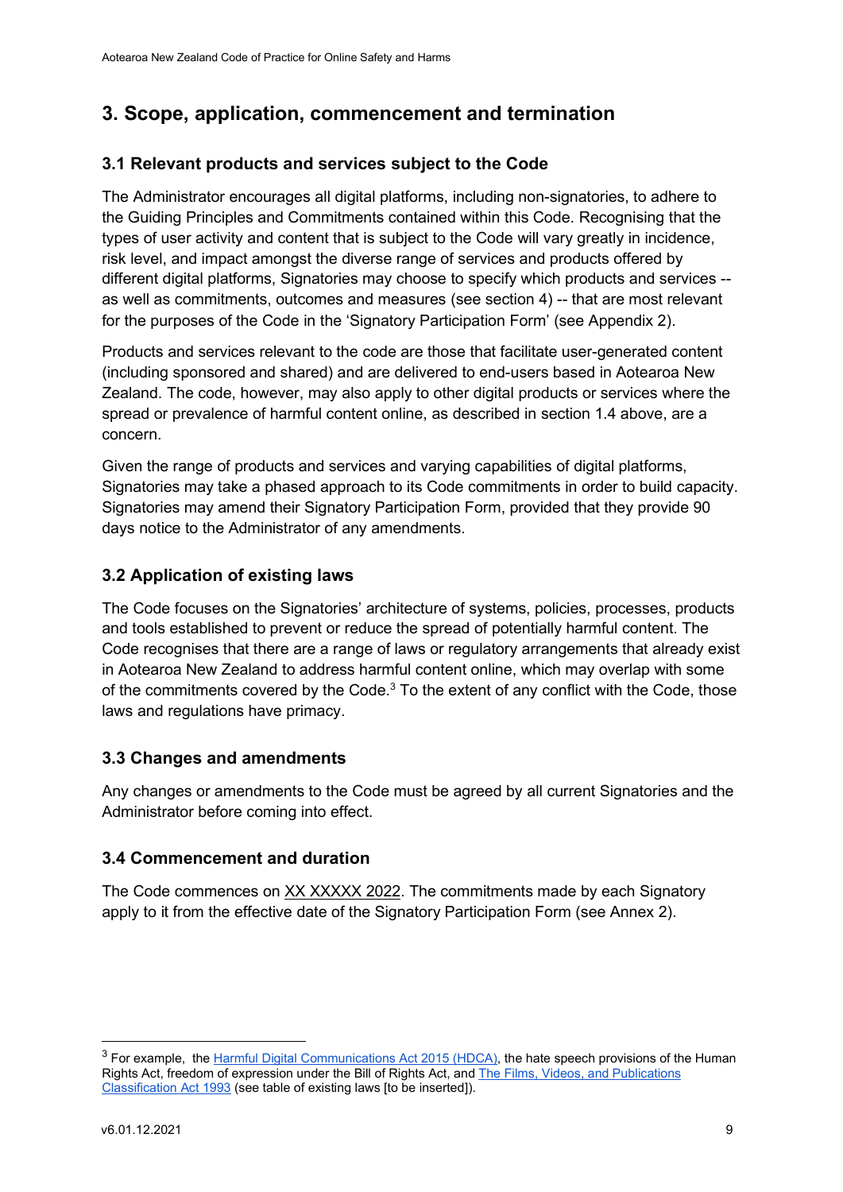## 3. Scope, application, commencement and termination

### 3.1 Relevant products and services subject to the Code

The Administrator encourages all digital platforms, including non-signatories, to adhere to the Guiding Principles and Commitments contained within this Code. Recognising that the types of user activity and content that is subject to the Code will vary greatly in incidence, risk level, and impact amongst the diverse range of services and products offered by different digital platforms, Signatories may choose to specify which products and services -- as well as commitments, outcomes and measures (see section 4) -- that are most relevant for the purposes of the Code in the 'Signatory Participation Form' (see Appendix 2).

Products and services relevant to the code are those that facilitate user-generated content (including sponsored and shared) and are delivered to end-users based in Aotearoa New Zealand. The code, however, may also apply to other digital products or services where the spread or prevalence of harmful content online, as described in section 1.4 above, are a concern.

Given the range of products and services and varying capabilities of digital platforms, Signatories may take a phased approach to its Code commitments in order to build capacity. Signatories may amend their Signatory Participation Form, provided that they provide 90 days notice to the Administrator of any amendments.

### 3.2 Application of existing laws

The Code focuses on the Signatories' architecture of systems, policies, processes, products and tools established to prevent or reduce the spread of potentially harmful content. The Code recognises that there are a range of laws or regulatory arrangements that already exist in Aotearoa New Zealand to address harmful content online, which may overlap with some of the commitments covered by the Code.[3] To the extent of any conflict with the Code, those laws and regulations have primacy.

### 3.3 Changes and amendments

Any changes or amendments to the Code must be agreed by all current Signatories and the Administrator before coming into effect.

### 3.4 Commencement and duration

The Code commences on XX XXXXX 2022. The commitments made by each Signatory apply to it from the effective date of the Signatory Participation Form (see Annex 2).

---

[3] For example, the Harmful Digital Communications Act 2015 (HDCA), the hate speech provisions of the Human Rights Act, freedom of expression under the Bill of Rights Act, and The Films, Videos, and Publications Classification Act 1993 (see table of existing laws [to be inserted]).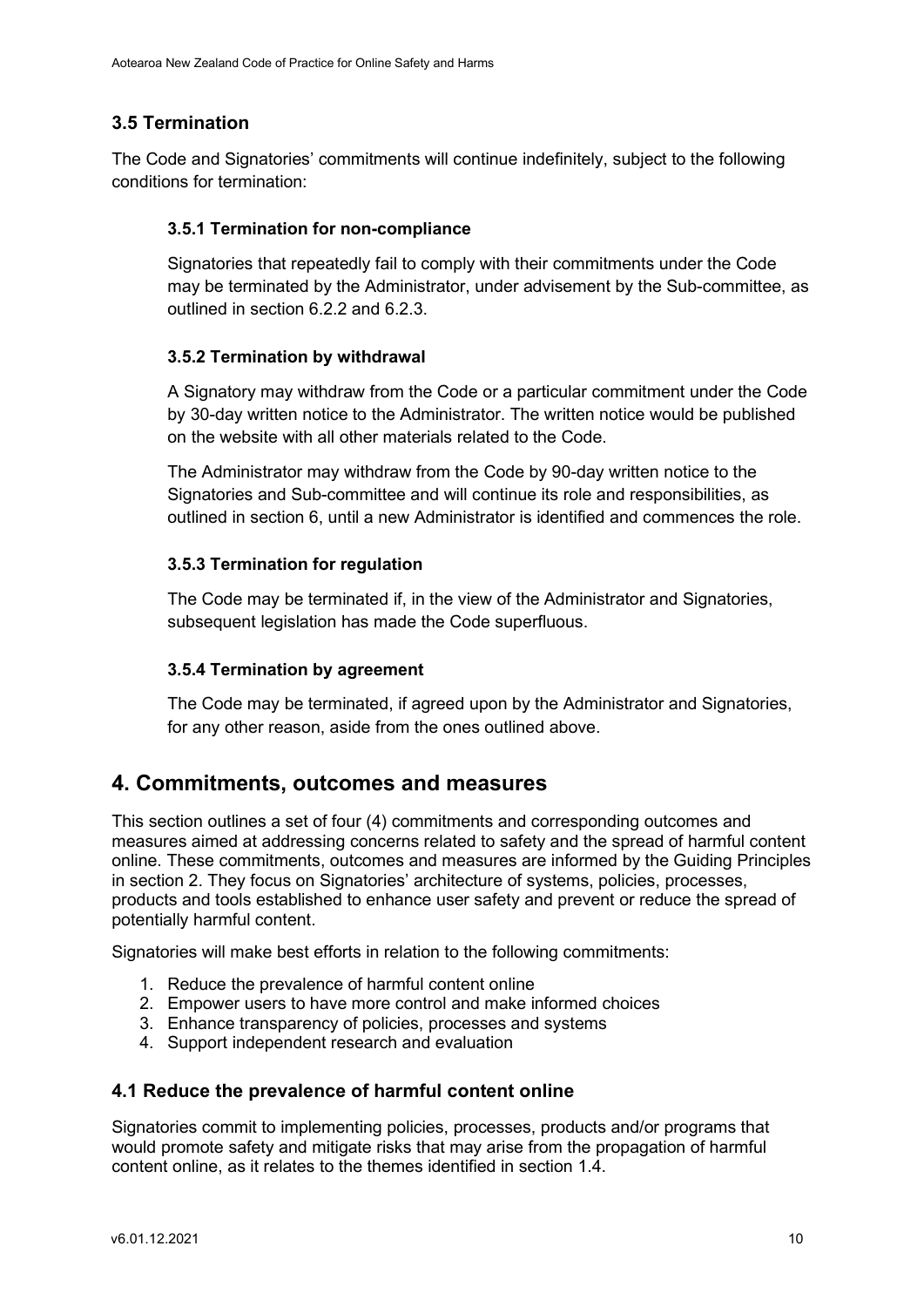### 3.5 Termination

The Code and Signatories' commitments will continue indefinitely, subject to the following conditions for termination:

#### 3.5.1 Termination for non-compliance

Signatories that repeatedly fail to comply with their commitments under the Code may be terminated by the Administrator, under advisement by the Sub-committee, as outlined in section 6.2.2 and 6.2.3.

#### 3.5.2 Termination by withdrawal

A Signatory may withdraw from the Code or a particular commitment under the Code by 30-day written notice to the Administrator. The written notice would be published on the website with all other materials related to the Code.

The Administrator may withdraw from the Code by 90-day written notice to the Signatories and Sub-committee and will continue its role and responsibilities, as outlined in section 6, until a new Administrator is identified and commences the role.

#### 3.5.3 Termination for regulation

The Code may be terminated if, in the view of the Administrator and Signatories, subsequent legislation has made the Code superfluous.

#### 3.5.4 Termination by agreement

The Code may be terminated, if agreed upon by the Administrator and Signatories, for any other reason, aside from the ones outlined above.

## 4. Commitments, outcomes and measures

This section outlines a set of four (4) commitments and corresponding outcomes and measures aimed at addressing concerns related to safety and the spread of harmful content online. These commitments, outcomes and measures are informed by the Guiding Principles in section 2. They focus on Signatories' architecture of systems, policies, processes, products and tools established to enhance user safety and prevent or reduce the spread of potentially harmful content.

Signatories will make best efforts in relation to the following commitments:

1. Reduce the prevalence of harmful content online
2. Empower users to have more control and make informed choices
3. Enhance transparency of policies, processes and systems
4. Support independent research and evaluation

### 4.1 Reduce the prevalence of harmful content online

Signatories commit to implementing policies, processes, products and/or programs that would promote safety and mitigate risks that may arise from the propagation of harmful content online, as it relates to the themes identified in section 1.4.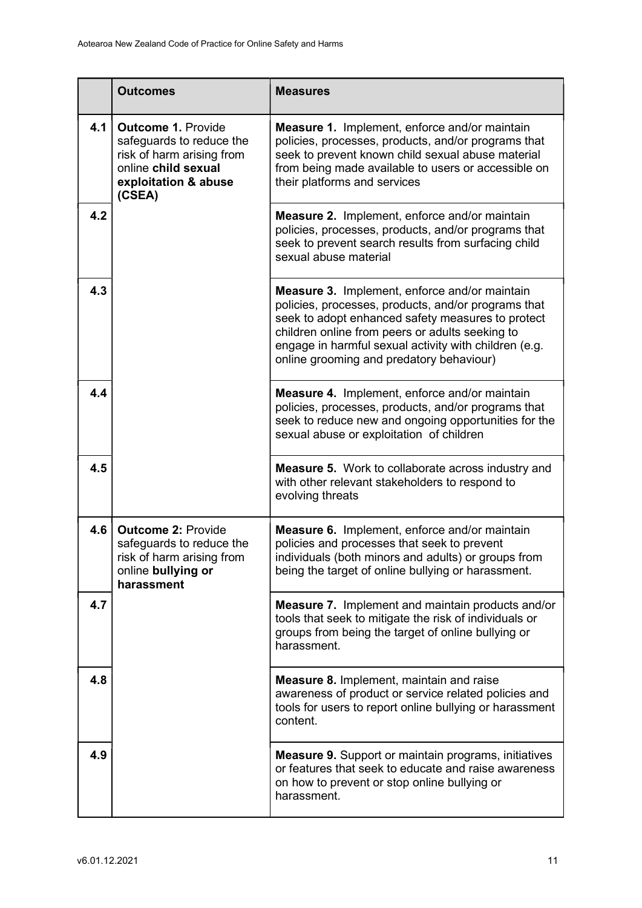| | Outcomes | Measures |
|---|---|---|
| 4.1 | **Outcome 1.** Provide safeguards to reduce the risk of harm arising from online **child sexual exploitation & abuse (CSEA)** | **Measure 1.** Implement, enforce and/or maintain policies, processes, products, and/or programs that seek to prevent known child sexual abuse material from being made available to users or accessible on their platforms and services |
| 4.2 | | **Measure 2.** Implement, enforce and/or maintain policies, processes, products, and/or programs that seek to prevent search results from surfacing child sexual abuse material |
| 4.3 | | **Measure 3.** Implement, enforce and/or maintain policies, processes, products, and/or programs that seek to adopt enhanced safety measures to protect children online from peers or adults seeking to engage in harmful sexual activity with children (e.g. online grooming and predatory behaviour) |
| 4.4 | | **Measure 4.** Implement, enforce and/or maintain policies, processes, products, and/or programs that seek to reduce new and ongoing opportunities for the sexual abuse or exploitation of children |
| 4.5 | | **Measure 5.** Work to collaborate across industry and with other relevant stakeholders to respond to evolving threats |
| 4.6 | **Outcome 2:** Provide safeguards to reduce the risk of harm arising from online **bullying or harassment** | **Measure 6.** Implement, enforce and/or maintain policies and processes that seek to prevent individuals (both minors and adults) or groups from being the target of online bullying or harassment. |
| 4.7 | | **Measure 7.** Implement and maintain products and/or tools that seek to mitigate the risk of individuals or groups from being the target of online bullying or harassment. |
| 4.8 | | **Measure 8.** Implement, maintain and raise awareness of product or service related policies and tools for users to report online bullying or harassment content. |
| 4.9 | | **Measure 9.** Support or maintain programs, initiatives or features that seek to educate and raise awareness on how to prevent or stop online bullying or harassment. |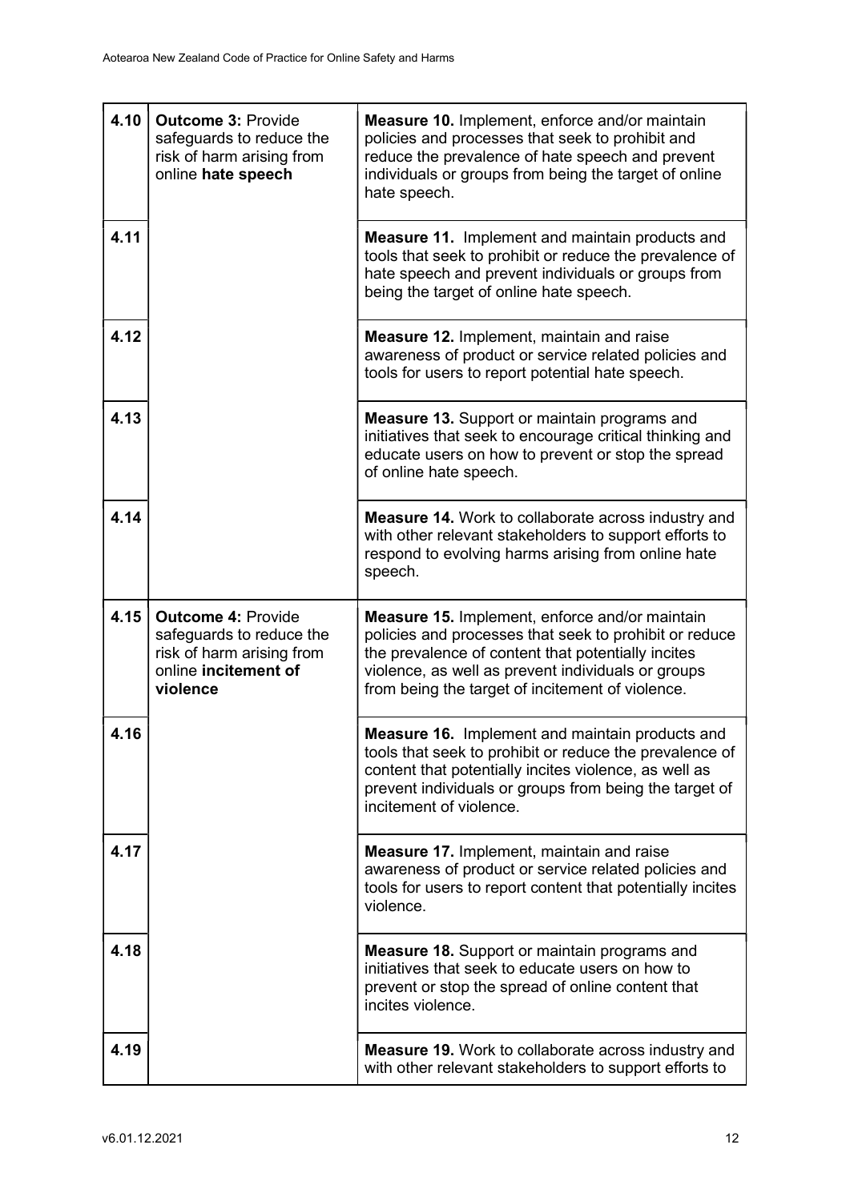| | | |
|---|---|---|
| 4.10 | **Outcome 3:** Provide safeguards to reduce the risk of harm arising from online **hate speech** | **Measure 10.** Implement, enforce and/or maintain policies and processes that seek to prohibit and reduce the prevalence of hate speech and prevent individuals or groups from being the target of online hate speech. |
| 4.11 | | **Measure 11.** Implement and maintain products and tools that seek to prohibit or reduce the prevalence of hate speech and prevent individuals or groups from being the target of online hate speech. |
| 4.12 | | **Measure 12.** Implement, maintain and raise awareness of product or service related policies and tools for users to report potential hate speech. |
| 4.13 | | **Measure 13.** Support or maintain programs and initiatives that seek to encourage critical thinking and educate users on how to prevent or stop the spread of online hate speech. |
| 4.14 | | **Measure 14.** Work to collaborate across industry and with other relevant stakeholders to support efforts to respond to evolving harms arising from online hate speech. |
| 4.15 | **Outcome 4:** Provide safeguards to reduce the risk of harm arising from online **incitement of violence** | **Measure 15.** Implement, enforce and/or maintain policies and processes that seek to prohibit or reduce the prevalence of content that potentially incites violence, as well as prevent individuals or groups from being the target of incitement of violence. |
| 4.16 | | **Measure 16.** Implement and maintain products and tools that seek to prohibit or reduce the prevalence of content that potentially incites violence, as well as prevent individuals or groups from being the target of incitement of violence. |
| 4.17 | | **Measure 17.** Implement, maintain and raise awareness of product or service related policies and tools for users to report content that potentially incites violence. |
| 4.18 | | **Measure 18.** Support or maintain programs and initiatives that seek to educate users on how to prevent or stop the spread of online content that incites violence. |
| 4.19 | | **Measure 19.** Work to collaborate across industry and with other relevant stakeholders to support efforts to |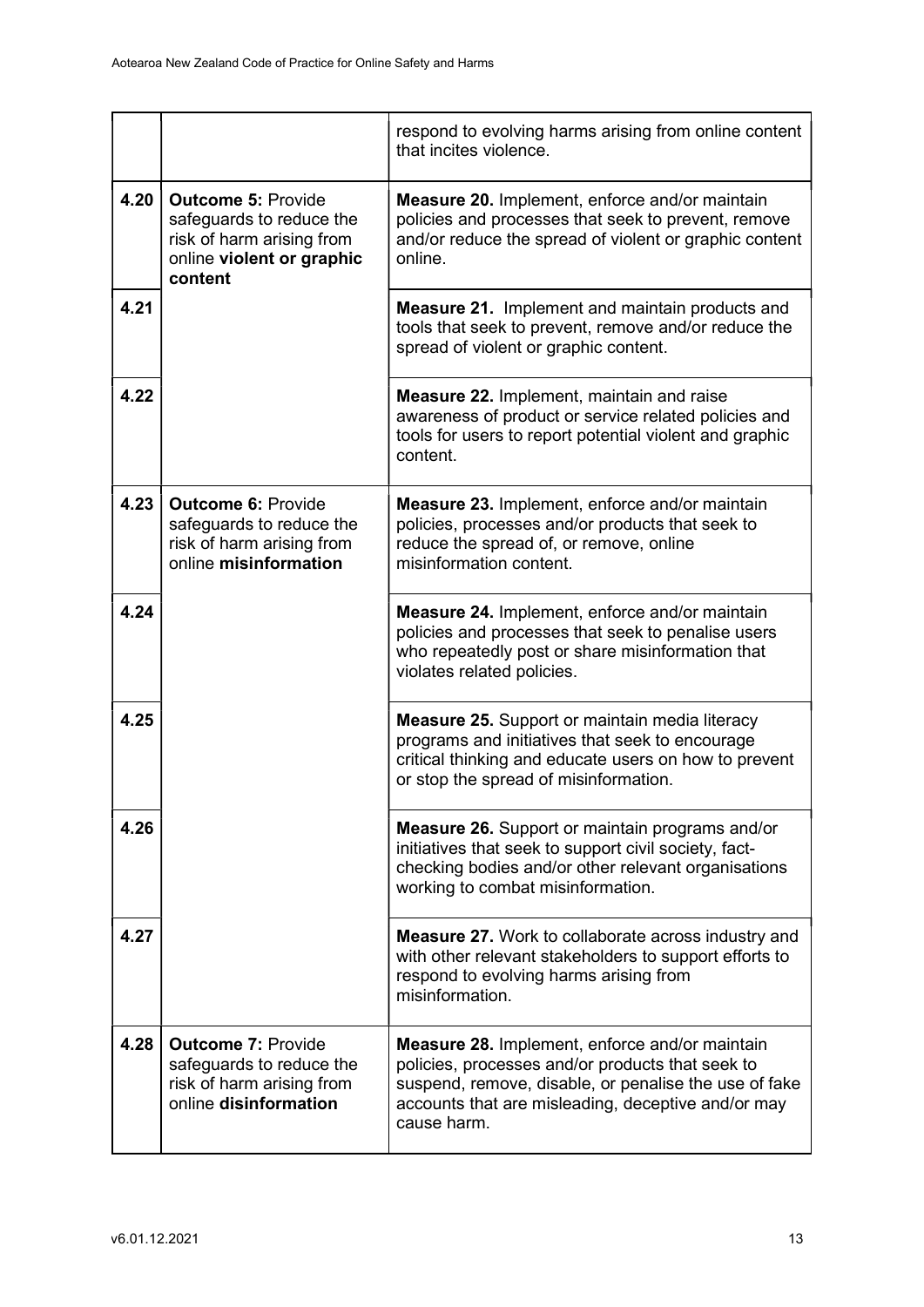| | | |
|---|---|---|
| | | respond to evolving harms arising from online content that incites violence. |
| 4.20 | **Outcome 5:** Provide safeguards to reduce the risk of harm arising from online **violent or graphic content** | **Measure 20.** Implement, enforce and/or maintain policies and processes that seek to prevent, remove and/or reduce the spread of violent or graphic content online. |
| 4.21 | | **Measure 21.** Implement and maintain products and tools that seek to prevent, remove and/or reduce the spread of violent or graphic content. |
| 4.22 | | **Measure 22.** Implement, maintain and raise awareness of product or service related policies and tools for users to report potential violent and graphic content. |
| 4.23 | **Outcome 6:** Provide safeguards to reduce the risk of harm arising from online **misinformation** | **Measure 23.** Implement, enforce and/or maintain policies, processes and/or products that seek to reduce the spread of, or remove, online misinformation content. |
| 4.24 | | **Measure 24.** Implement, enforce and/or maintain policies and processes that seek to penalise users who repeatedly post or share misinformation that violates related policies. |
| 4.25 | | **Measure 25.** Support or maintain media literacy programs and initiatives that seek to encourage critical thinking and educate users on how to prevent or stop the spread of misinformation. |
| 4.26 | | **Measure 26.** Support or maintain programs and/or initiatives that seek to support civil society, fact-checking bodies and/or other relevant organisations working to combat misinformation. |
| 4.27 | | **Measure 27.** Work to collaborate across industry and with other relevant stakeholders to support efforts to respond to evolving harms arising from misinformation. |
| 4.28 | **Outcome 7:** Provide safeguards to reduce the risk of harm arising from online **disinformation** | **Measure 28.** Implement, enforce and/or maintain policies, processes and/or products that seek to suspend, remove, disable, or penalise the use of fake accounts that are misleading, deceptive and/or may cause harm. |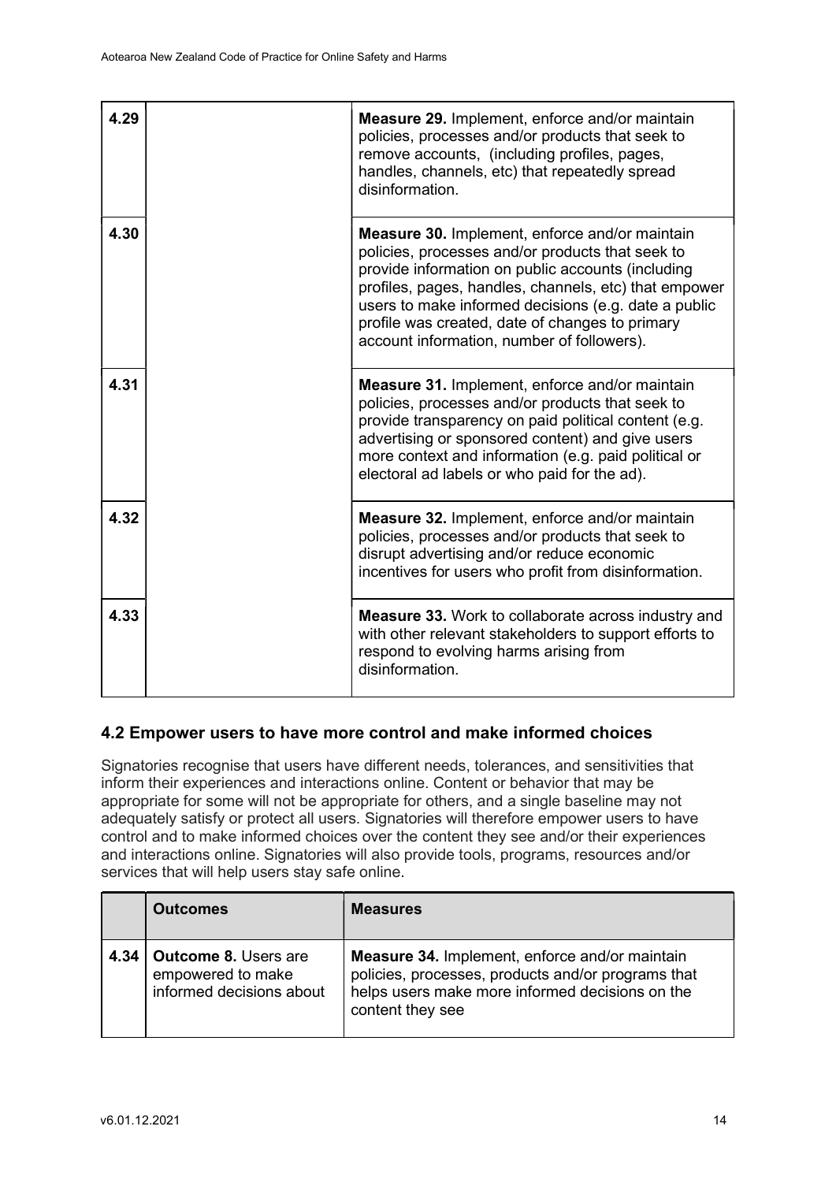| | | |
|---|---|---|
| 4.29 | | **Measure 29.** Implement, enforce and/or maintain policies, processes and/or products that seek to remove accounts, (including profiles, pages, handles, channels, etc) that repeatedly spread disinformation. |
| 4.30 | | **Measure 30.** Implement, enforce and/or maintain policies, processes and/or products that seek to provide information on public accounts (including profiles, pages, handles, channels, etc) that empower users to make informed decisions (e.g. date a public profile was created, date of changes to primary account information, number of followers). |
| 4.31 | | **Measure 31.** Implement, enforce and/or maintain policies, processes and/or products that seek to provide transparency on paid political content (e.g. advertising or sponsored content) and give users more context and information (e.g. paid political or electoral ad labels or who paid for the ad). |
| 4.32 | | **Measure 32.** Implement, enforce and/or maintain policies, processes and/or products that seek to disrupt advertising and/or reduce economic incentives for users who profit from disinformation. |
| 4.33 | | **Measure 33.** Work to collaborate across industry and with other relevant stakeholders to support efforts to respond to evolving harms arising from disinformation. |

## 4.2 Empower users to have more control and make informed choices

Signatories recognise that users have different needs, tolerances, and sensitivities that inform their experiences and interactions online. Content or behavior that may be appropriate for some will not be appropriate for others, and a single baseline may not adequately satisfy or protect all users. Signatories will therefore empower users to have control and to make informed choices over the content they see and/or their experiences and interactions online. Signatories will also provide tools, programs, resources and/or services that will help users stay safe online.

| | Outcomes | Measures |
|---|---|---|
| 4.34 | **Outcome 8.** Users are empowered to make informed decisions about | **Measure 34.** Implement, enforce and/or maintain policies, processes, products and/or programs that helps users make more informed decisions on the content they see |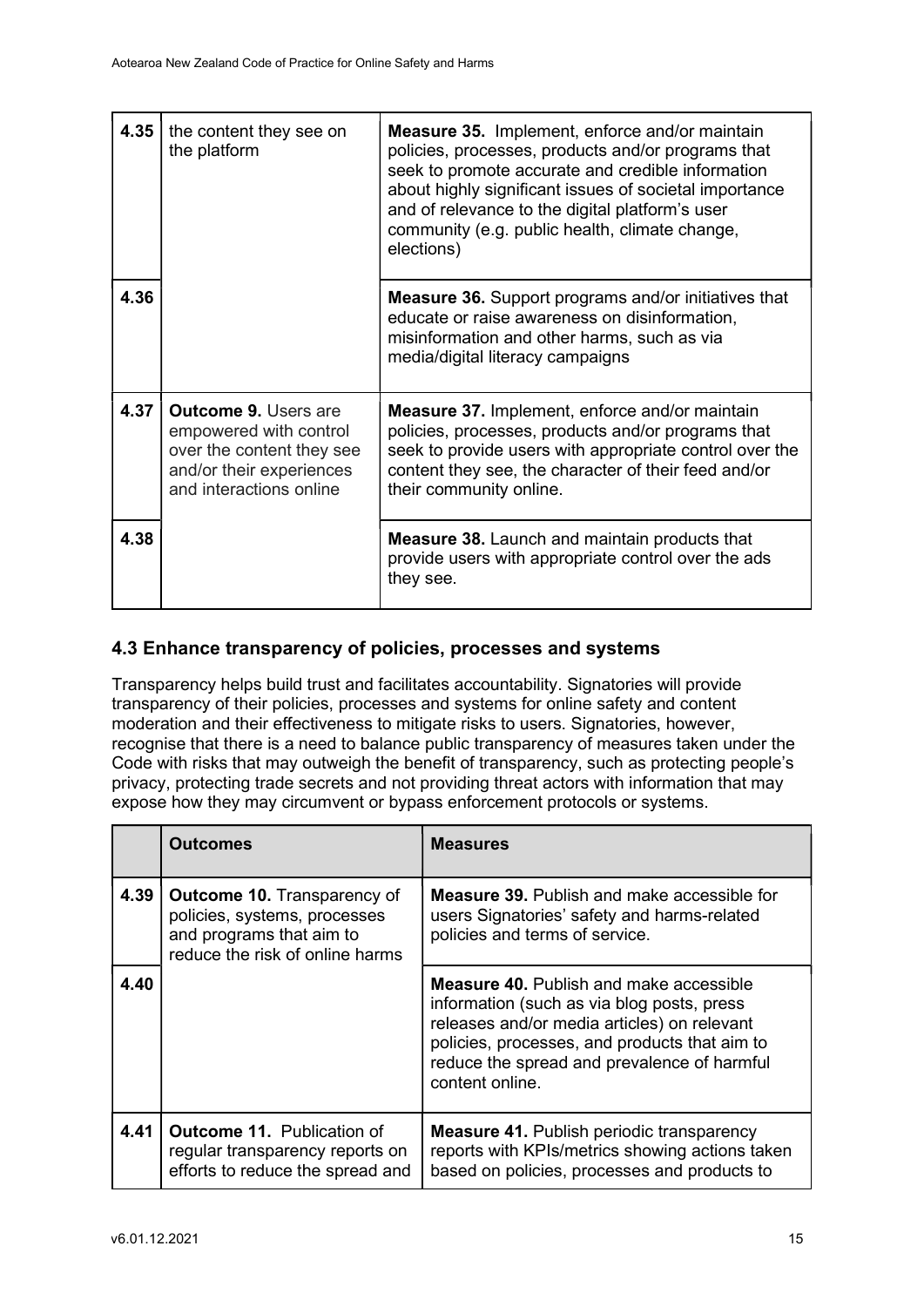| | | |
|---|---|---|
| 4.35 | the content they see on the platform | **Measure 35.** Implement, enforce and/or maintain policies, processes, products and/or programs that seek to promote accurate and credible information about highly significant issues of societal importance and of relevance to the digital platform's user community (e.g. public health, climate change, elections) |
| 4.36 | | **Measure 36.** Support programs and/or initiatives that educate or raise awareness on disinformation, misinformation and other harms, such as via media/digital literacy campaigns |
| 4.37 | **Outcome 9.** Users are empowered with control over the content they see and/or their experiences and interactions online | **Measure 37.** Implement, enforce and/or maintain policies, processes, products and/or programs that seek to provide users with appropriate control over the content they see, the character of their feed and/or their community online. |
| 4.38 | | **Measure 38.** Launch and maintain products that provide users with appropriate control over the ads they see. |

## 4.3 Enhance transparency of policies, processes and systems

Transparency helps build trust and facilitates accountability. Signatories will provide transparency of their policies, processes and systems for online safety and content moderation and their effectiveness to mitigate risks to users. Signatories, however, recognise that there is a need to balance public transparency of measures taken under the Code with risks that may outweigh the benefit of transparency, such as protecting people's privacy, protecting trade secrets and not providing threat actors with information that may expose how they may circumvent or bypass enforcement protocols or systems.

| | Outcomes | Measures |
|---|---|---|
| 4.39 | **Outcome 10.** Transparency of policies, systems, processes and programs that aim to reduce the risk of online harms | **Measure 39.** Publish and make accessible for users Signatories' safety and harms-related policies and terms of service. |
| 4.40 | | **Measure 40.** Publish and make accessible information (such as via blog posts, press releases and/or media articles) on relevant policies, processes, and products that aim to reduce the spread and prevalence of harmful content online. |
| 4.41 | **Outcome 11.** Publication of regular transparency reports on efforts to reduce the spread and | **Measure 41.** Publish periodic transparency reports with KPIs/metrics showing actions taken based on policies, processes and products to |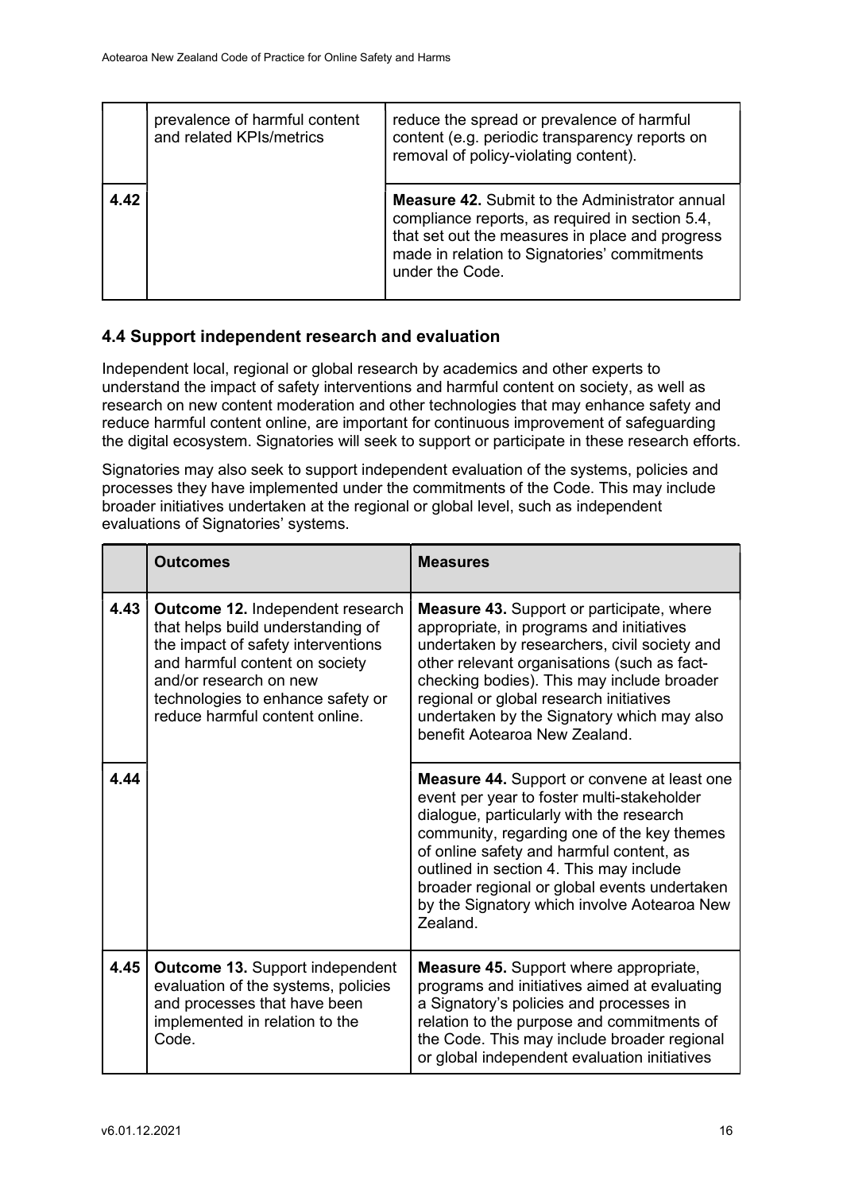|  | prevalence of harmful content and related KPIs/metrics | reduce the spread or prevalence of harmful content (e.g. periodic transparency reports on removal of policy-violating content). |
|---|---|---|
| 4.42 |  | **Measure 42.** Submit to the Administrator annual compliance reports, as required in section 5.4, that set out the measures in place and progress made in relation to Signatories' commitments under the Code. |

## 4.4 Support independent research and evaluation

Independent local, regional or global research by academics and other experts to understand the impact of safety interventions and harmful content on society, as well as research on new content moderation and other technologies that may enhance safety and reduce harmful content online, are important for continuous improvement of safeguarding the digital ecosystem. Signatories will seek to support or participate in these research efforts.

Signatories may also seek to support independent evaluation of the systems, policies and processes they have implemented under the commitments of the Code. This may include broader initiatives undertaken at the regional or global level, such as independent evaluations of Signatories' systems.

|  | Outcomes | Measures |
|---|---|---|
| 4.43 | **Outcome 12.** Independent research that helps build understanding of the impact of safety interventions and harmful content on society and/or research on new technologies to enhance safety or reduce harmful content online. | **Measure 43.** Support or participate, where appropriate, in programs and initiatives undertaken by researchers, civil society and other relevant organisations (such as fact-checking bodies). This may include broader regional or global research initiatives undertaken by the Signatory which may also benefit Aotearoa New Zealand. |
| 4.44 |  | **Measure 44.** Support or convene at least one event per year to foster multi-stakeholder dialogue, particularly with the research community, regarding one of the key themes of online safety and harmful content, as outlined in section 4. This may include broader regional or global events undertaken by the Signatory which involve Aotearoa New Zealand. |
| 4.45 | **Outcome 13.** Support independent evaluation of the systems, policies and processes that have been implemented in relation to the Code. | **Measure 45.** Support where appropriate, programs and initiatives aimed at evaluating a Signatory's policies and processes in relation to the purpose and commitments of the Code. This may include broader regional or global independent evaluation initiatives |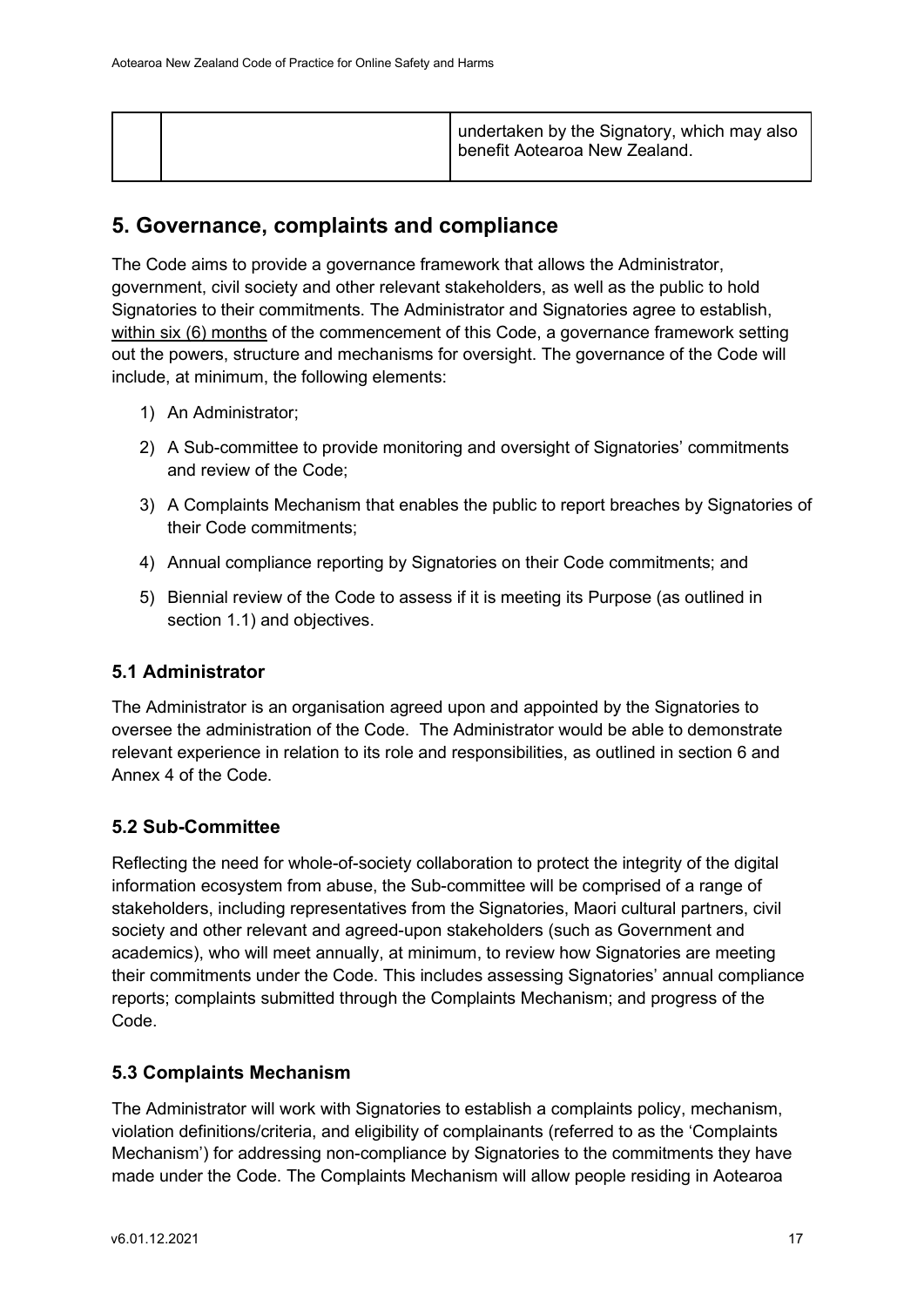| | | undertaken by the Signatory, which may also benefit Aotearoa New Zealand. |
|---|---|---|

## 5. Governance, complaints and compliance

The Code aims to provide a governance framework that allows the Administrator, government, civil society and other relevant stakeholders, as well as the public to hold Signatories to their commitments. The Administrator and Signatories agree to establish, within six (6) months of the commencement of this Code, a governance framework setting out the powers, structure and mechanisms for oversight. The governance of the Code will include, at minimum, the following elements:

1) An Administrator;
2) A Sub-committee to provide monitoring and oversight of Signatories' commitments and review of the Code;
3) A Complaints Mechanism that enables the public to report breaches by Signatories of their Code commitments;
4) Annual compliance reporting by Signatories on their Code commitments; and
5) Biennial review of the Code to assess if it is meeting its Purpose (as outlined in section 1.1) and objectives.

### 5.1 Administrator

The Administrator is an organisation agreed upon and appointed by the Signatories to oversee the administration of the Code. The Administrator would be able to demonstrate relevant experience in relation to its role and responsibilities, as outlined in section 6 and Annex 4 of the Code.

### 5.2 Sub-Committee

Reflecting the need for whole-of-society collaboration to protect the integrity of the digital information ecosystem from abuse, the Sub-committee will be comprised of a range of stakeholders, including representatives from the Signatories, Maori cultural partners, civil society and other relevant and agreed-upon stakeholders (such as Government and academics), who will meet annually, at minimum, to review how Signatories are meeting their commitments under the Code. This includes assessing Signatories' annual compliance reports; complaints submitted through the Complaints Mechanism; and progress of the Code.

### 5.3 Complaints Mechanism

The Administrator will work with Signatories to establish a complaints policy, mechanism, violation definitions/criteria, and eligibility of complainants (referred to as the 'Complaints Mechanism') for addressing non-compliance by Signatories to the commitments they have made under the Code. The Complaints Mechanism will allow people residing in Aotearoa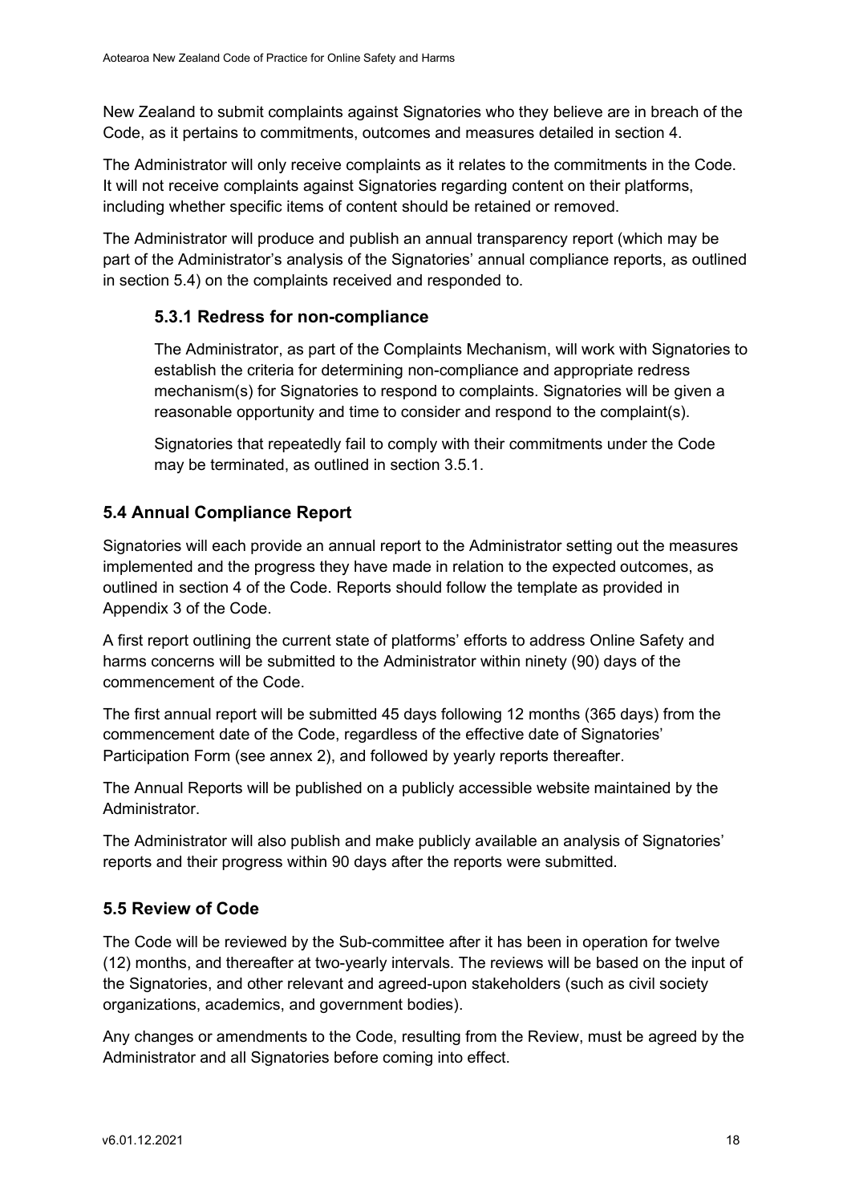New Zealand to submit complaints against Signatories who they believe are in breach of the Code, as it pertains to commitments, outcomes and measures detailed in section 4.

The Administrator will only receive complaints as it relates to the commitments in the Code. It will not receive complaints against Signatories regarding content on their platforms, including whether specific items of content should be retained or removed.

The Administrator will produce and publish an annual transparency report (which may be part of the Administrator's analysis of the Signatories' annual compliance reports, as outlined in section 5.4) on the complaints received and responded to.

### 5.3.1 Redress for non-compliance

The Administrator, as part of the Complaints Mechanism, will work with Signatories to establish the criteria for determining non-compliance and appropriate redress mechanism(s) for Signatories to respond to complaints. Signatories will be given a reasonable opportunity and time to consider and respond to the complaint(s).

Signatories that repeatedly fail to comply with their commitments under the Code may be terminated, as outlined in section 3.5.1.

## 5.4 Annual Compliance Report

Signatories will each provide an annual report to the Administrator setting out the measures implemented and the progress they have made in relation to the expected outcomes, as outlined in section 4 of the Code. Reports should follow the template as provided in Appendix 3 of the Code.

A first report outlining the current state of platforms' efforts to address Online Safety and harms concerns will be submitted to the Administrator within ninety (90) days of the commencement of the Code.

The first annual report will be submitted 45 days following 12 months (365 days) from the commencement date of the Code, regardless of the effective date of Signatories' Participation Form (see annex 2), and followed by yearly reports thereafter.

The Annual Reports will be published on a publicly accessible website maintained by the Administrator.

The Administrator will also publish and make publicly available an analysis of Signatories' reports and their progress within 90 days after the reports were submitted.

## 5.5 Review of Code

The Code will be reviewed by the Sub-committee after it has been in operation for twelve (12) months, and thereafter at two-yearly intervals. The reviews will be based on the input of the Signatories, and other relevant and agreed-upon stakeholders (such as civil society organizations, academics, and government bodies).

Any changes or amendments to the Code, resulting from the Review, must be agreed by the Administrator and all Signatories before coming into effect.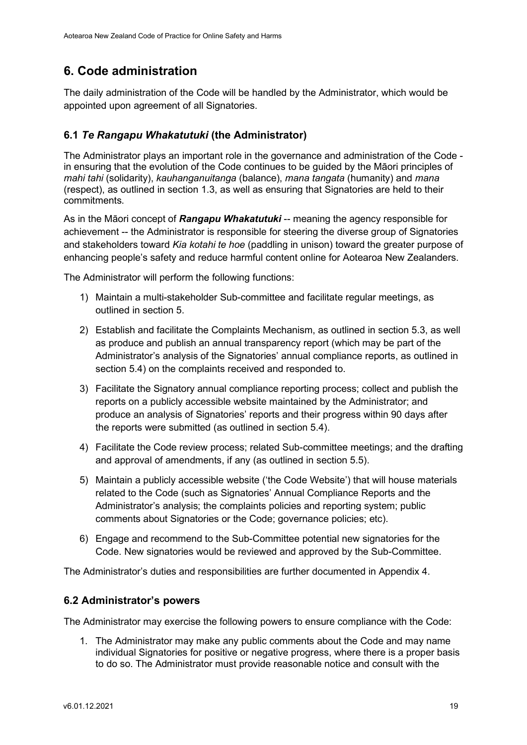## 6. Code administration

The daily administration of the Code will be handled by the Administrator, which would be appointed upon agreement of all Signatories.

### 6.1 *Te Rangapu Whakatutuki* (the Administrator)

The Administrator plays an important role in the governance and administration of the Code - in ensuring that the evolution of the Code continues to be guided by the Māori principles of *mahi tahi* (solidarity), *kauhanganuitanga* (balance), *mana tangata* (humanity) and *mana* (respect), as outlined in section 1.3, as well as ensuring that Signatories are held to their commitments.

As in the Māori concept of ***Rangapu Whakatutuki*** -- meaning the agency responsible for achievement -- the Administrator is responsible for steering the diverse group of Signatories and stakeholders toward *Kia kotahi te hoe* (paddling in unison) toward the greater purpose of enhancing people's safety and reduce harmful content online for Aotearoa New Zealanders.

The Administrator will perform the following functions:

1) Maintain a multi-stakeholder Sub-committee and facilitate regular meetings, as outlined in section 5.
2) Establish and facilitate the Complaints Mechanism, as outlined in section 5.3, as well as produce and publish an annual transparency report (which may be part of the Administrator's analysis of the Signatories' annual compliance reports, as outlined in section 5.4) on the complaints received and responded to.
3) Facilitate the Signatory annual compliance reporting process; collect and publish the reports on a publicly accessible website maintained by the Administrator; and produce an analysis of Signatories' reports and their progress within 90 days after the reports were submitted (as outlined in section 5.4).
4) Facilitate the Code review process; related Sub-committee meetings; and the drafting and approval of amendments, if any (as outlined in section 5.5).
5) Maintain a publicly accessible website ('the Code Website') that will house materials related to the Code (such as Signatories' Annual Compliance Reports and the Administrator's analysis; the complaints policies and reporting system; public comments about Signatories or the Code; governance policies; etc).
6) Engage and recommend to the Sub-Committee potential new signatories for the Code. New signatories would be reviewed and approved by the Sub-Committee.

The Administrator's duties and responsibilities are further documented in Appendix 4.

### 6.2 Administrator's powers

The Administrator may exercise the following powers to ensure compliance with the Code:

1. The Administrator may make any public comments about the Code and may name individual Signatories for positive or negative progress, where there is a proper basis to do so. The Administrator must provide reasonable notice and consult with the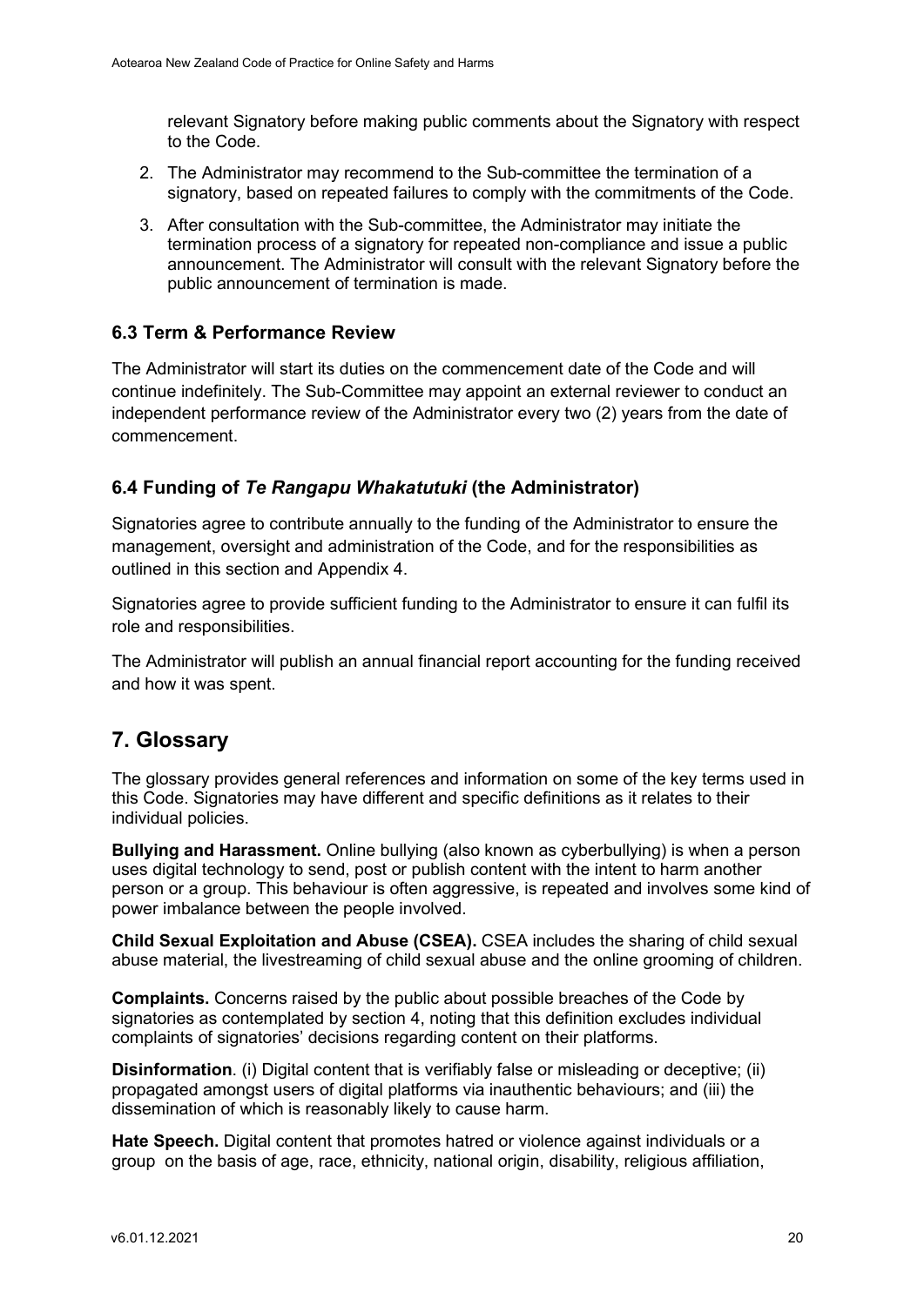relevant Signatory before making public comments about the Signatory with respect to the Code.

2. The Administrator may recommend to the Sub-committee the termination of a signatory, based on repeated failures to comply with the commitments of the Code.
3. After consultation with the Sub-committee, the Administrator may initiate the termination process of a signatory for repeated non-compliance and issue a public announcement. The Administrator will consult with the relevant Signatory before the public announcement of termination is made.

### 6.3 Term & Performance Review

The Administrator will start its duties on the commencement date of the Code and will continue indefinitely. The Sub-Committee may appoint an external reviewer to conduct an independent performance review of the Administrator every two (2) years from the date of commencement.

### 6.4 Funding of *Te Rangapu Whakatutuki* (the Administrator)

Signatories agree to contribute annually to the funding of the Administrator to ensure the management, oversight and administration of the Code, and for the responsibilities as outlined in this section and Appendix 4.

Signatories agree to provide sufficient funding to the Administrator to ensure it can fulfil its role and responsibilities.

The Administrator will publish an annual financial report accounting for the funding received and how it was spent.

## 7. Glossary

The glossary provides general references and information on some of the key terms used in this Code. Signatories may have different and specific definitions as it relates to their individual policies.

**Bullying and Harassment.** Online bullying (also known as cyberbullying) is when a person uses digital technology to send, post or publish content with the intent to harm another person or a group. This behaviour is often aggressive, is repeated and involves some kind of power imbalance between the people involved.

**Child Sexual Exploitation and Abuse (CSEA).** CSEA includes the sharing of child sexual abuse material, the livestreaming of child sexual abuse and the online grooming of children.

**Complaints.** Concerns raised by the public about possible breaches of the Code by signatories as contemplated by section 4, noting that this definition excludes individual complaints of signatories' decisions regarding content on their platforms.

**Disinformation**. (i) Digital content that is verifiably false or misleading or deceptive; (ii) propagated amongst users of digital platforms via inauthentic behaviours; and (iii) the dissemination of which is reasonably likely to cause harm.

**Hate Speech.** Digital content that promotes hatred or violence against individuals or a group on the basis of age, race, ethnicity, national origin, disability, religious affiliation,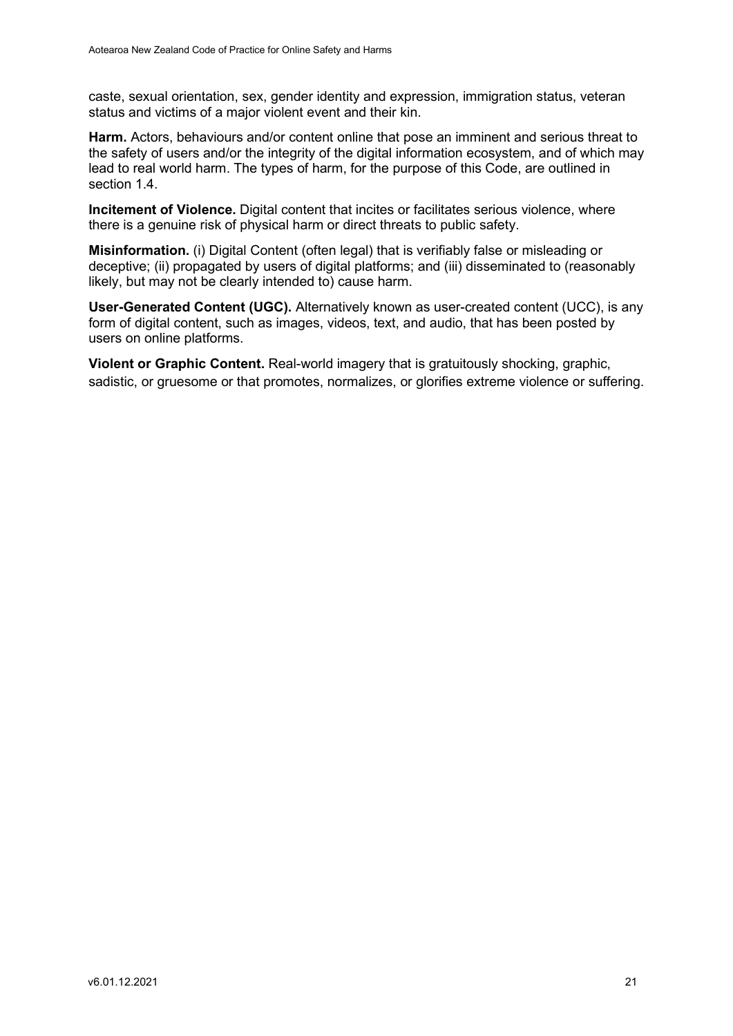caste, sexual orientation, sex, gender identity and expression, immigration status, veteran status and victims of a major violent event and their kin.

**Harm.** Actors, behaviours and/or content online that pose an imminent and serious threat to the safety of users and/or the integrity of the digital information ecosystem, and of which may lead to real world harm. The types of harm, for the purpose of this Code, are outlined in section 1.4.

**Incitement of Violence.** Digital content that incites or facilitates serious violence, where there is a genuine risk of physical harm or direct threats to public safety.

**Misinformation.** (i) Digital Content (often legal) that is verifiably false or misleading or deceptive; (ii) propagated by users of digital platforms; and (iii) disseminated to (reasonably likely, but may not be clearly intended to) cause harm.

**User-Generated Content (UGC).** Alternatively known as user-created content (UCC), is any form of digital content, such as images, videos, text, and audio, that has been posted by users on online platforms.

**Violent or Graphic Content.** Real-world imagery that is gratuitously shocking, graphic, sadistic, or gruesome or that promotes, normalizes, or glorifies extreme violence or suffering.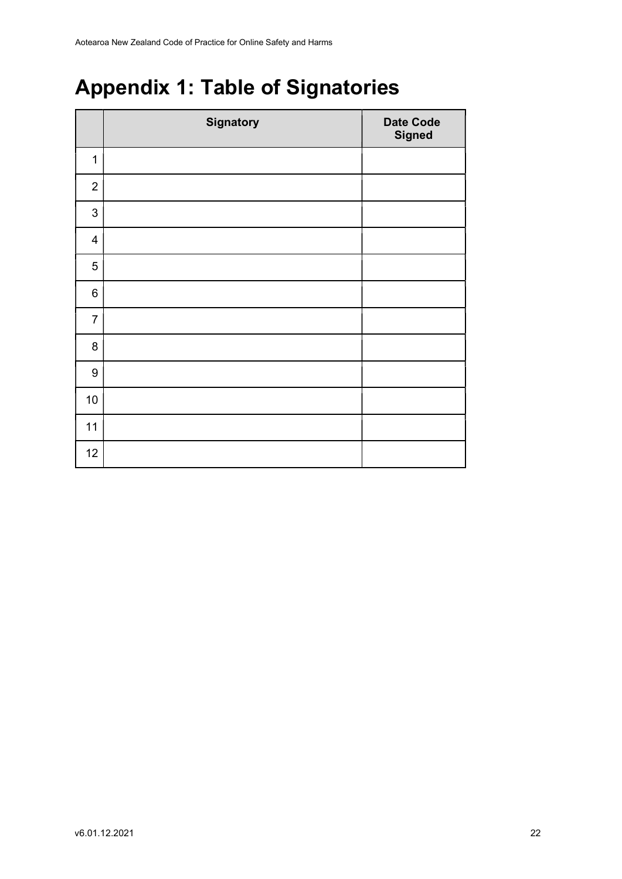# Appendix 1: Table of Signatories

| | Signatory | Date Code Signed |
|---|---|---|
| 1 | | |
| 2 | | |
| 3 | | |
| 4 | | |
| 5 | | |
| 6 | | |
| 7 | | |
| 8 | | |
| 9 | | |
| 10 | | |
| 11 | | |
| 12 | | |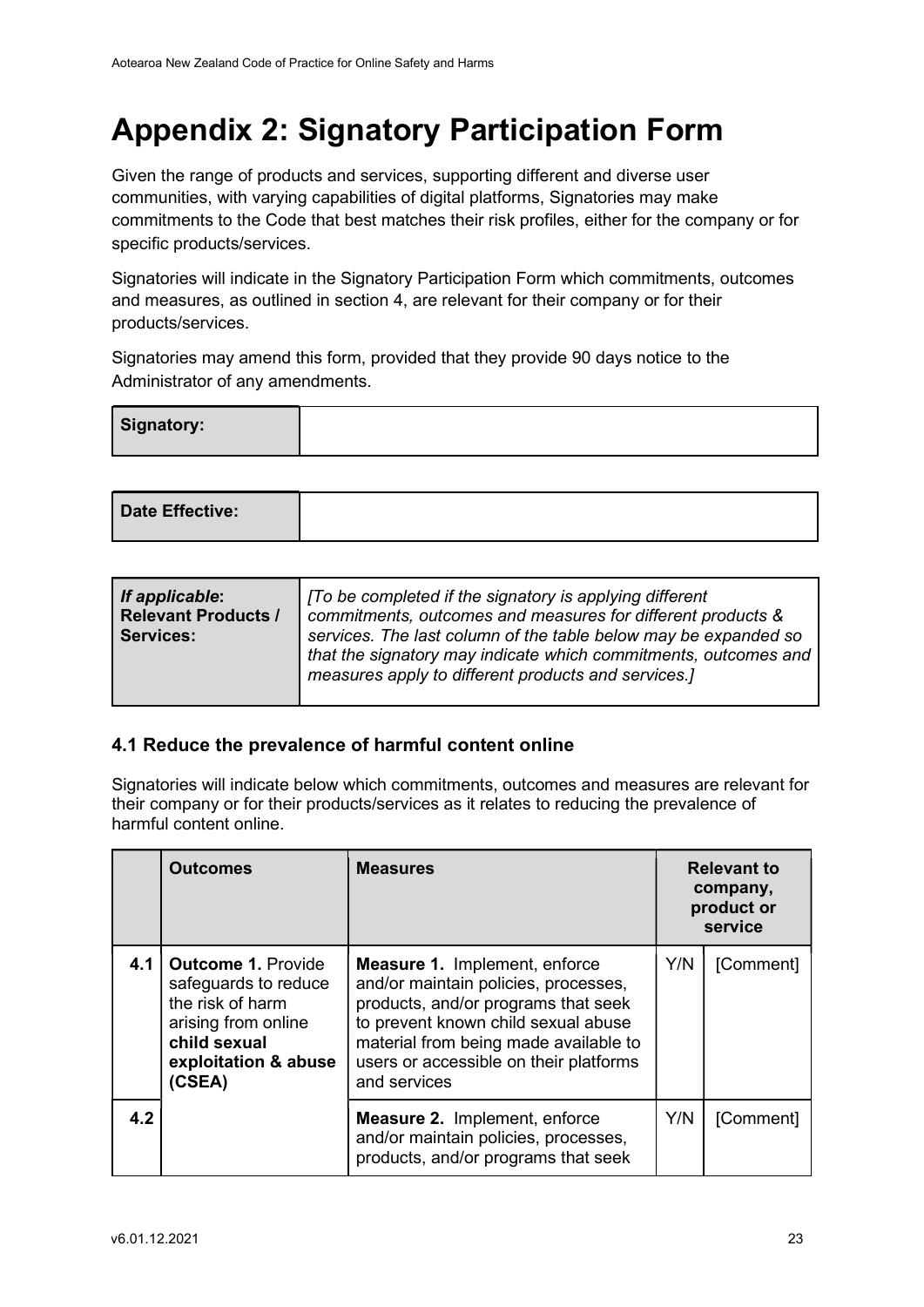# Appendix 2: Signatory Participation Form

Given the range of products and services, supporting different and diverse user communities, with varying capabilities of digital platforms, Signatories may make commitments to the Code that best matches their risk profiles, either for the company or for specific products/services.

Signatories will indicate in the Signatory Participation Form which commitments, outcomes and measures, as outlined in section 4, are relevant for their company or for their products/services.

Signatories may amend this form, provided that they provide 90 days notice to the Administrator of any amendments.

| **Signatory:** | |
|---|---|

| **Date Effective:** | |
|---|---|

| ***If applicable*: Relevant Products / Services:** | *[To be completed if the signatory is applying different commitments, outcomes and measures for different products & services. The last column of the table below may be expanded so that the signatory may indicate which commitments, outcomes and measures apply to different products and services.]* |
|---|---|

### 4.1 Reduce the prevalence of harmful content online

Signatories will indicate below which commitments, outcomes and measures are relevant for their company or for their products/services as it relates to reducing the prevalence of harmful content online.

| | **Outcomes** | **Measures** | **Relevant to company, product or service** | |
|---|---|---|---|---|
| **4.1** | **Outcome 1.** Provide safeguards to reduce the risk of harm arising from online **child sexual exploitation & abuse (CSEA)** | **Measure 1.** Implement, enforce and/or maintain policies, processes, products, and/or programs that seek to prevent known child sexual abuse material from being made available to users or accessible on their platforms and services | Y/N | [Comment] |
| **4.2** | | **Measure 2.** Implement, enforce and/or maintain policies, processes, products, and/or programs that seek | Y/N | [Comment] |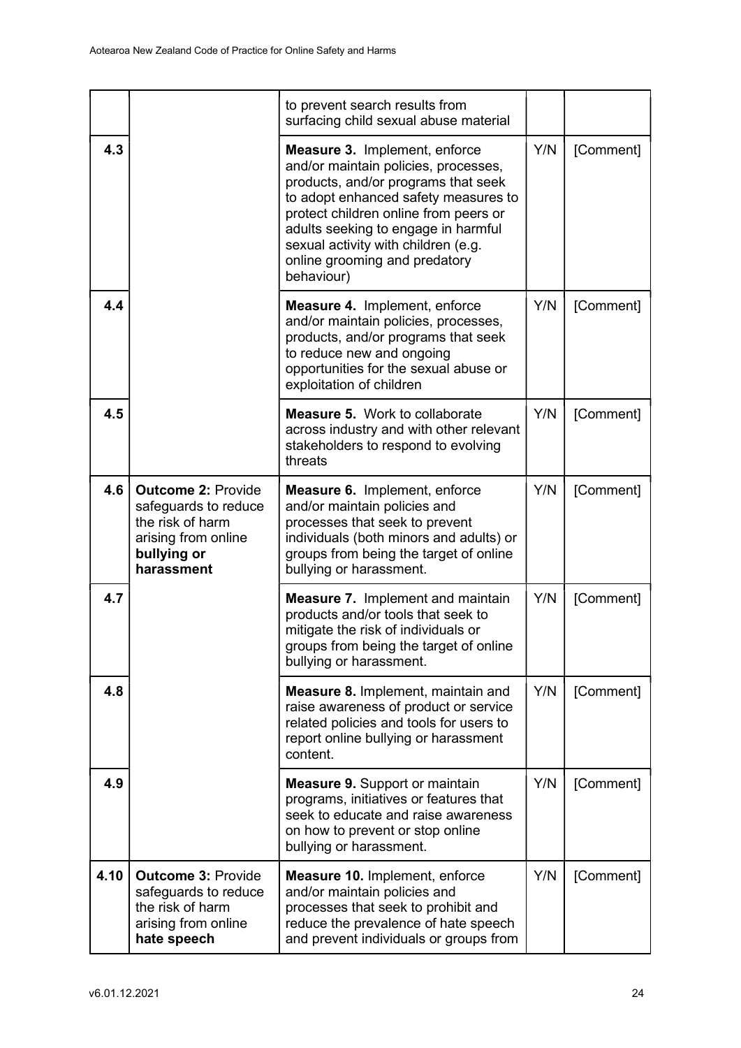| | | | | |
|---|---|---|---|---|
| | | to prevent search results from surfacing child sexual abuse material | | |
| 4.3 | | **Measure 3.** Implement, enforce and/or maintain policies, processes, products, and/or programs that seek to adopt enhanced safety measures to protect children online from peers or adults seeking to engage in harmful sexual activity with children (e.g. online grooming and predatory behaviour) | Y/N | [Comment] |
| 4.4 | | **Measure 4.** Implement, enforce and/or maintain policies, processes, products, and/or programs that seek to reduce new and ongoing opportunities for the sexual abuse or exploitation of children | Y/N | [Comment] |
| 4.5 | | **Measure 5.** Work to collaborate across industry and with other relevant stakeholders to respond to evolving threats | Y/N | [Comment] |
| 4.6 | **Outcome 2:** Provide safeguards to reduce the risk of harm arising from online **bullying or harassment** | **Measure 6.** Implement, enforce and/or maintain policies and processes that seek to prevent individuals (both minors and adults) or groups from being the target of online bullying or harassment. | Y/N | [Comment] |
| 4.7 | | **Measure 7.** Implement and maintain products and/or tools that seek to mitigate the risk of individuals or groups from being the target of online bullying or harassment. | Y/N | [Comment] |
| 4.8 | | **Measure 8.** Implement, maintain and raise awareness of product or service related policies and tools for users to report online bullying or harassment content. | Y/N | [Comment] |
| 4.9 | | **Measure 9.** Support or maintain programs, initiatives or features that seek to educate and raise awareness on how to prevent or stop online bullying or harassment. | Y/N | [Comment] |
| 4.10 | **Outcome 3:** Provide safeguards to reduce the risk of harm arising from online **hate speech** | **Measure 10.** Implement, enforce and/or maintain policies and processes that seek to prohibit and reduce the prevalence of hate speech and prevent individuals or groups from | Y/N | [Comment] |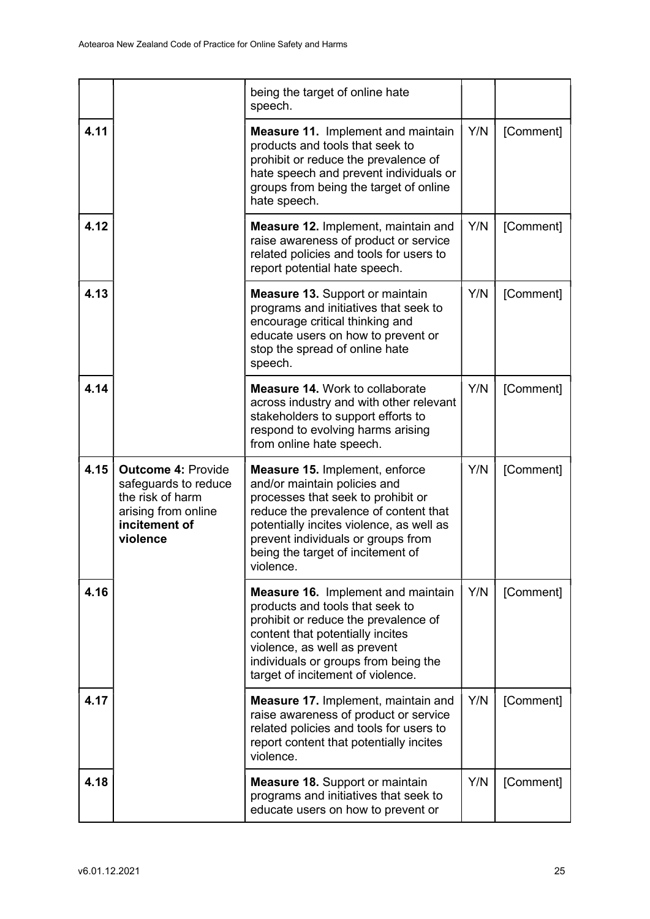| | | | | |
|---|---|---|---|---|
| | | being the target of online hate speech. | | |
| 4.11 | | **Measure 11.** Implement and maintain products and tools that seek to prohibit or reduce the prevalence of hate speech and prevent individuals or groups from being the target of online hate speech. | Y/N | [Comment] |
| 4.12 | | **Measure 12.** Implement, maintain and raise awareness of product or service related policies and tools for users to report potential hate speech. | Y/N | [Comment] |
| 4.13 | | **Measure 13.** Support or maintain programs and initiatives that seek to encourage critical thinking and educate users on how to prevent or stop the spread of online hate speech. | Y/N | [Comment] |
| 4.14 | | **Measure 14.** Work to collaborate across industry and with other relevant stakeholders to support efforts to respond to evolving harms arising from online hate speech. | Y/N | [Comment] |
| 4.15 | **Outcome 4:** Provide safeguards to reduce the risk of harm arising from online **incitement of violence** | **Measure 15.** Implement, enforce and/or maintain policies and processes that seek to prohibit or reduce the prevalence of content that potentially incites violence, as well as prevent individuals or groups from being the target of incitement of violence. | Y/N | [Comment] |
| 4.16 | | **Measure 16.** Implement and maintain products and tools that seek to prohibit or reduce the prevalence of content that potentially incites violence, as well as prevent individuals or groups from being the target of incitement of violence. | Y/N | [Comment] |
| 4.17 | | **Measure 17.** Implement, maintain and raise awareness of product or service related policies and tools for users to report content that potentially incites violence. | Y/N | [Comment] |
| 4.18 | | **Measure 18.** Support or maintain programs and initiatives that seek to educate users on how to prevent or | Y/N | [Comment] |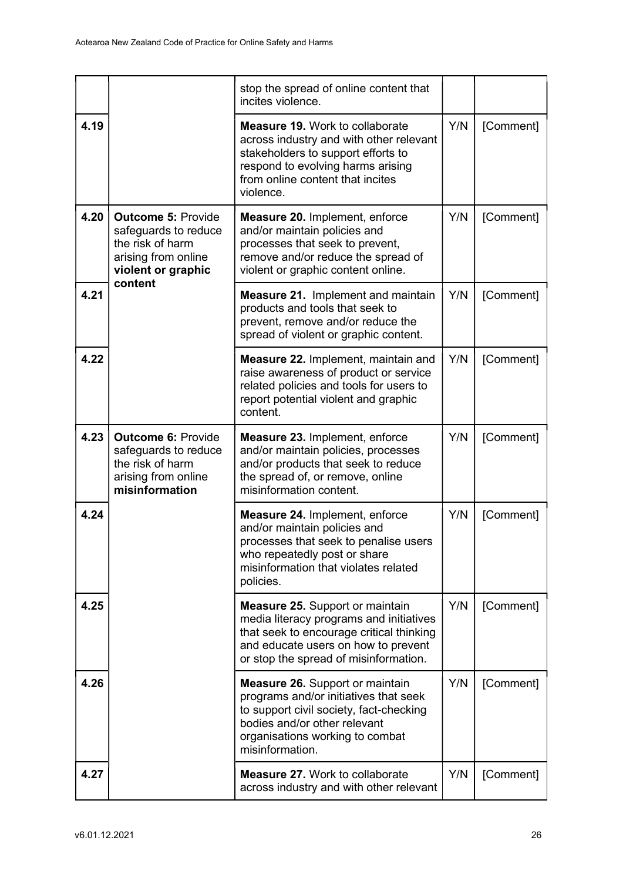| | | | | |
|---|---|---|---|---|
| | | stop the spread of online content that incites violence. | | |
| 4.19 | | **Measure 19.** Work to collaborate across industry and with other relevant stakeholders to support efforts to respond to evolving harms arising from online content that incites violence. | Y/N | [Comment] |
| 4.20 | **Outcome 5:** Provide safeguards to reduce the risk of harm arising from online **violent or graphic content** | **Measure 20.** Implement, enforce and/or maintain policies and processes that seek to prevent, remove and/or reduce the spread of violent or graphic content online. | Y/N | [Comment] |
| 4.21 | | **Measure 21.** Implement and maintain products and tools that seek to prevent, remove and/or reduce the spread of violent or graphic content. | Y/N | [Comment] |
| 4.22 | | **Measure 22.** Implement, maintain and raise awareness of product or service related policies and tools for users to report potential violent and graphic content. | Y/N | [Comment] |
| 4.23 | **Outcome 6:** Provide safeguards to reduce the risk of harm arising from online **misinformation** | **Measure 23.** Implement, enforce and/or maintain policies, processes and/or products that seek to reduce the spread of, or remove, online misinformation content. | Y/N | [Comment] |
| 4.24 | | **Measure 24.** Implement, enforce and/or maintain policies and processes that seek to penalise users who repeatedly post or share misinformation that violates related policies. | Y/N | [Comment] |
| 4.25 | | **Measure 25.** Support or maintain media literacy programs and initiatives that seek to encourage critical thinking and educate users on how to prevent or stop the spread of misinformation. | Y/N | [Comment] |
| 4.26 | | **Measure 26.** Support or maintain programs and/or initiatives that seek to support civil society, fact-checking bodies and/or other relevant organisations working to combat misinformation. | Y/N | [Comment] |
| 4.27 | | **Measure 27.** Work to collaborate across industry and with other relevant | Y/N | [Comment] |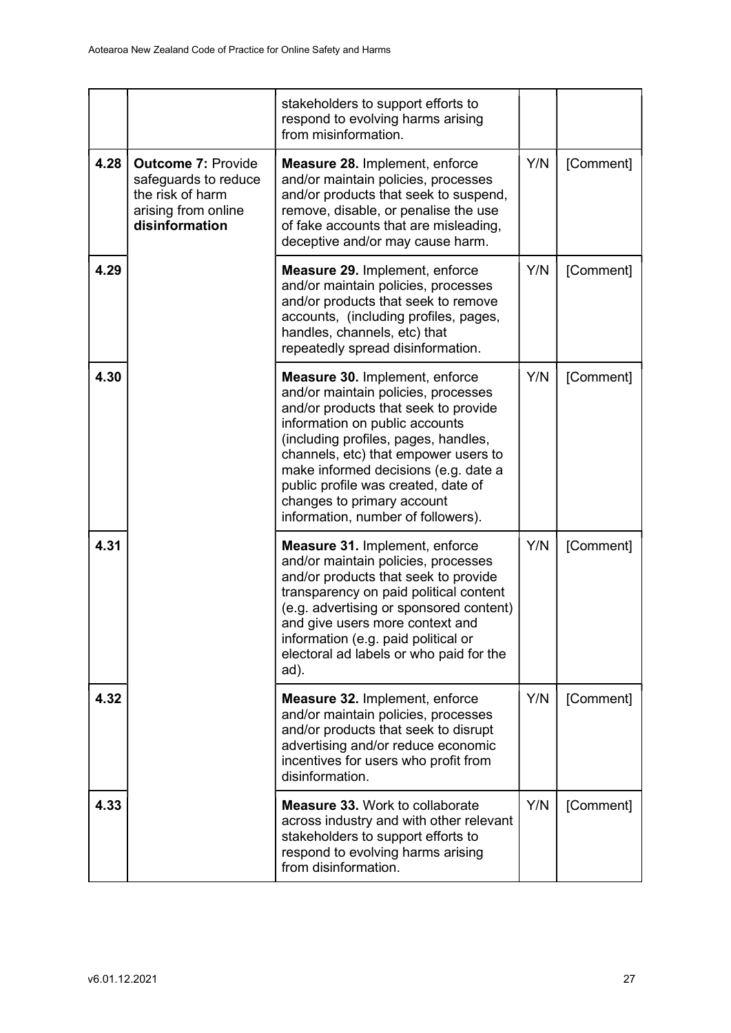| | | | | |
|---|---|---|---|---|
| | | stakeholders to support efforts to respond to evolving harms arising from misinformation. | | |
| 4.28 | **Outcome 7:** Provide safeguards to reduce the risk of harm arising from online **disinformation** | **Measure 28.** Implement, enforce and/or maintain policies, processes and/or products that seek to suspend, remove, disable, or penalise the use of fake accounts that are misleading, deceptive and/or may cause harm. | Y/N | [Comment] |
| 4.29 | | **Measure 29.** Implement, enforce and/or maintain policies, processes and/or products that seek to remove accounts, (including profiles, pages, handles, channels, etc) that repeatedly spread disinformation. | Y/N | [Comment] |
| 4.30 | | **Measure 30.** Implement, enforce and/or maintain policies, processes and/or products that seek to provide information on public accounts (including profiles, pages, handles, channels, etc) that empower users to make informed decisions (e.g. date a public profile was created, date of changes to primary account information, number of followers). | Y/N | [Comment] |
| 4.31 | | **Measure 31.** Implement, enforce and/or maintain policies, processes and/or products that seek to provide transparency on paid political content (e.g. advertising or sponsored content) and give users more context and information (e.g. paid political or electoral ad labels or who paid for the ad). | Y/N | [Comment] |
| 4.32 | | **Measure 32.** Implement, enforce and/or maintain policies, processes and/or products that seek to disrupt advertising and/or reduce economic incentives for users who profit from disinformation. | Y/N | [Comment] |
| 4.33 | | **Measure 33.** Work to collaborate across industry and with other relevant stakeholders to support efforts to respond to evolving harms arising from disinformation. | Y/N | [Comment] |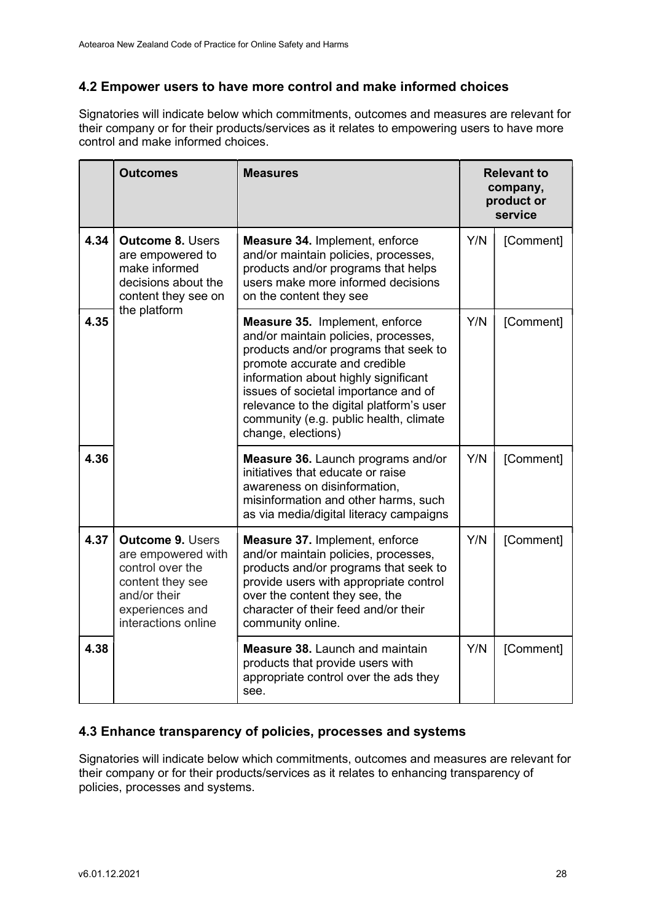## 4.2 Empower users to have more control and make informed choices

Signatories will indicate below which commitments, outcomes and measures are relevant for their company or for their products/services as it relates to empowering users to have more control and make informed choices.

| | Outcomes | Measures | Relevant to company, product or service | |
|---|---|---|---|---|
| 4.34 | **Outcome 8.** Users are empowered to make informed decisions about the content they see on the platform | **Measure 34.** Implement, enforce and/or maintain policies, processes, products and/or programs that helps users make more informed decisions on the content they see | Y/N | [Comment] |
| 4.35 | | **Measure 35.** Implement, enforce and/or maintain policies, processes, products and/or programs that seek to promote accurate and credible information about highly significant issues of societal importance and of relevance to the digital platform's user community (e.g. public health, climate change, elections) | Y/N | [Comment] |
| 4.36 | | **Measure 36.** Launch programs and/or initiatives that educate or raise awareness on disinformation, misinformation and other harms, such as via media/digital literacy campaigns | Y/N | [Comment] |
| 4.37 | **Outcome 9.** Users are empowered with control over the content they see and/or their experiences and interactions online | **Measure 37.** Implement, enforce and/or maintain policies, processes, products and/or programs that seek to provide users with appropriate control over the content they see, the character of their feed and/or their community online. | Y/N | [Comment] |
| 4.38 | | **Measure 38.** Launch and maintain products that provide users with appropriate control over the ads they see. | Y/N | [Comment] |

## 4.3 Enhance transparency of policies, processes and systems

Signatories will indicate below which commitments, outcomes and measures are relevant for their company or for their products/services as it relates to enhancing transparency of policies, processes and systems.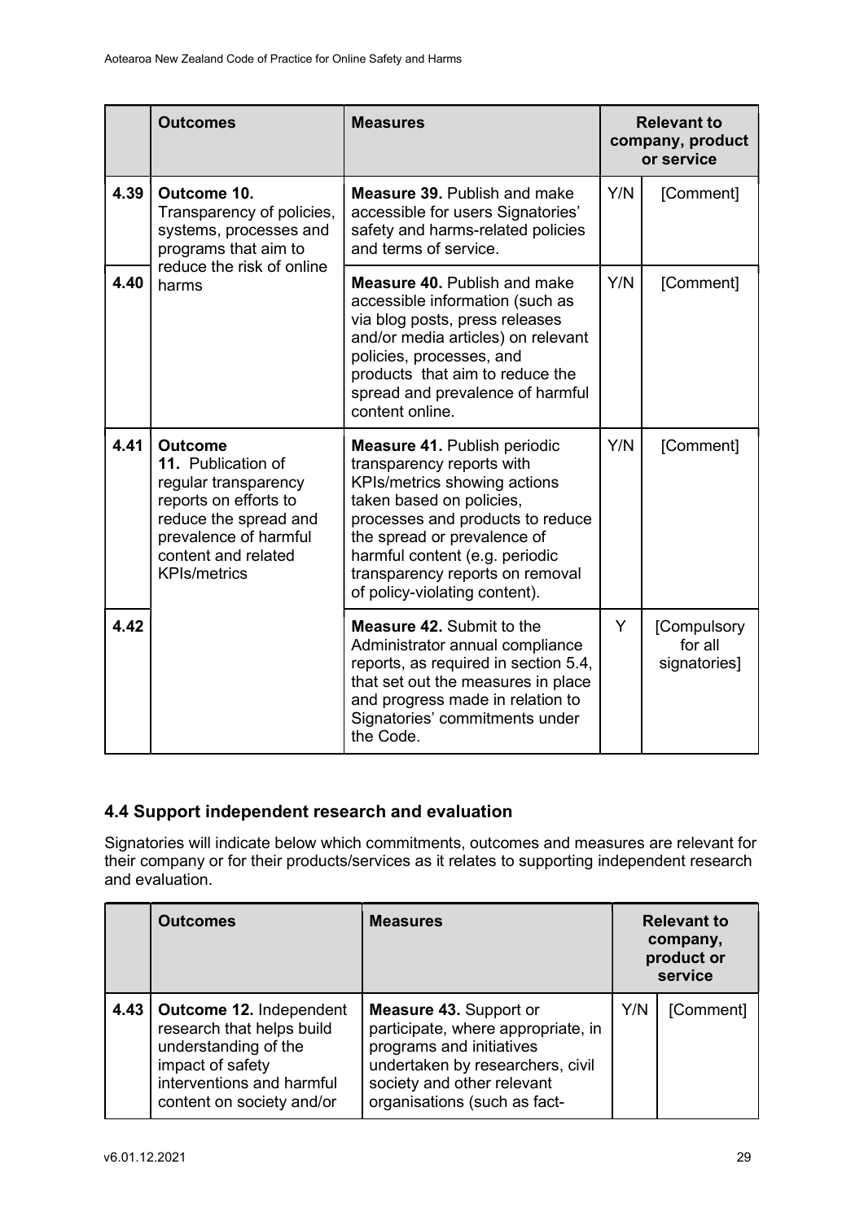| | Outcomes | Measures | Relevant to company, product or service | |
|---|---|---|---|---|
| 4.39 | **Outcome 10.** Transparency of policies, systems, processes and programs that aim to reduce the risk of online harms | **Measure 39.** Publish and make accessible for users Signatories' safety and harms-related policies and terms of service. | Y/N | [Comment] |
| 4.40 | | **Measure 40.** Publish and make accessible information (such as via blog posts, press releases and/or media articles) on relevant policies, processes, and products that aim to reduce the spread and prevalence of harmful content online. | Y/N | [Comment] |
| 4.41 | **Outcome 11.** Publication of regular transparency reports on efforts to reduce the spread and prevalence of harmful content and related KPIs/metrics | **Measure 41.** Publish periodic transparency reports with KPIs/metrics showing actions taken based on policies, processes and products to reduce the spread or prevalence of harmful content (e.g. periodic transparency reports on removal of policy-violating content). | Y/N | [Comment] |
| 4.42 | | **Measure 42.** Submit to the Administrator annual compliance reports, as required in section 5.4, that set out the measures in place and progress made in relation to Signatories' commitments under the Code. | Y | [Compulsory for all signatories] |

## 4.4 Support independent research and evaluation

Signatories will indicate below which commitments, outcomes and measures are relevant for their company or for their products/services as it relates to supporting independent research and evaluation.

| | Outcomes | Measures | Relevant to company, product or service | |
|---|---|---|---|---|
| 4.43 | **Outcome 12.** Independent research that helps build understanding of the impact of safety interventions and harmful content on society and/or | **Measure 43.** Support or participate, where appropriate, in programs and initiatives undertaken by researchers, civil society and other relevant organisations (such as fact- | Y/N | [Comment] |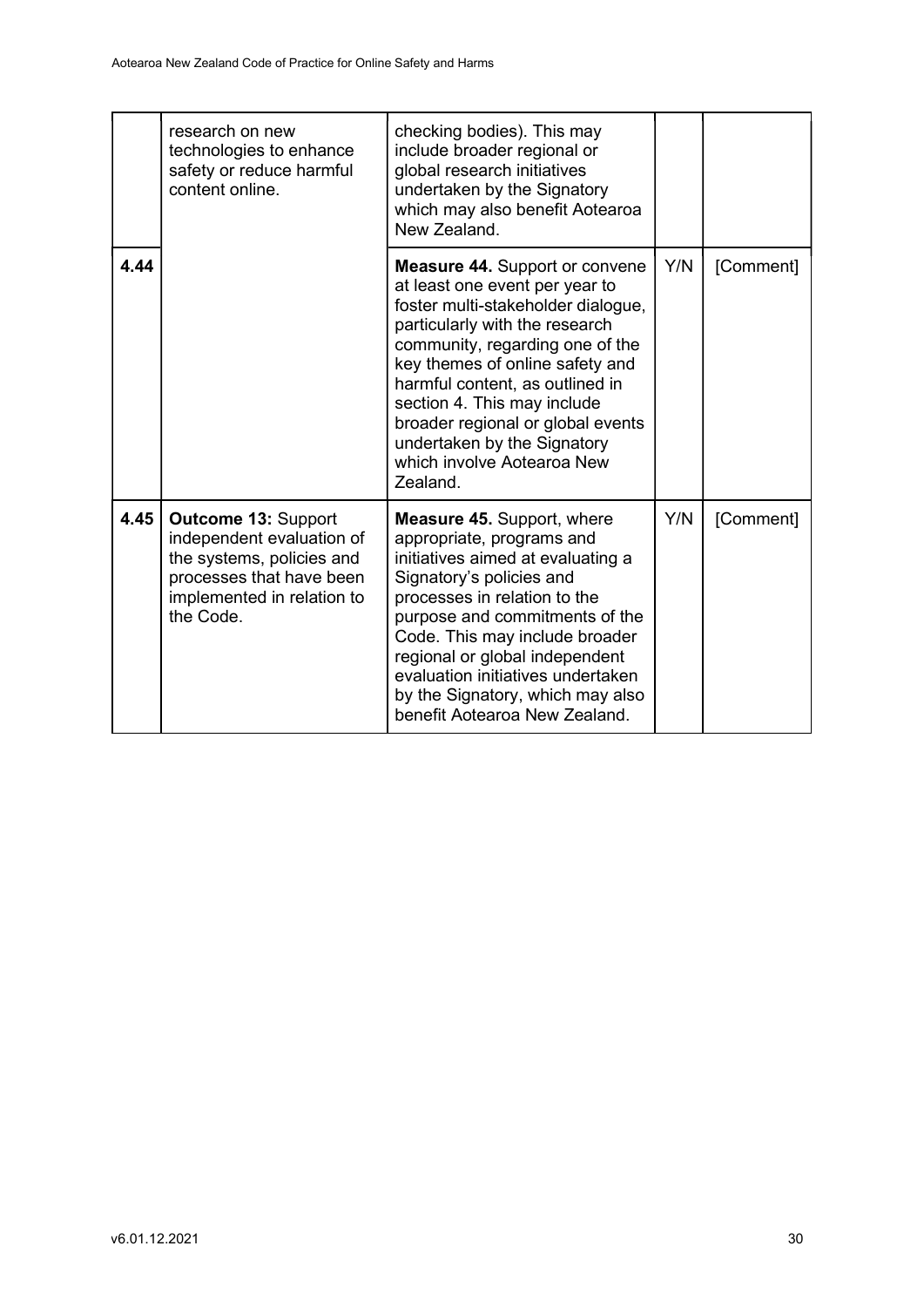|  | research on new technologies to enhance safety or reduce harmful content online. | checking bodies). This may include broader regional or global research initiatives undertaken by the Signatory which may also benefit Aotearoa New Zealand. |  |  |
|---|---|---|---|---|
| **4.44** |  | **Measure 44.** Support or convene at least one event per year to foster multi-stakeholder dialogue, particularly with the research community, regarding one of the key themes of online safety and harmful content, as outlined in section 4. This may include broader regional or global events undertaken by the Signatory which involve Aotearoa New Zealand. | Y/N | [Comment] |
| **4.45** | **Outcome 13:** Support independent evaluation of the systems, policies and processes that have been implemented in relation to the Code. | **Measure 45.** Support, where appropriate, programs and initiatives aimed at evaluating a Signatory's policies and processes in relation to the purpose and commitments of the Code. This may include broader regional or global independent evaluation initiatives undertaken by the Signatory, which may also benefit Aotearoa New Zealand. | Y/N | [Comment] |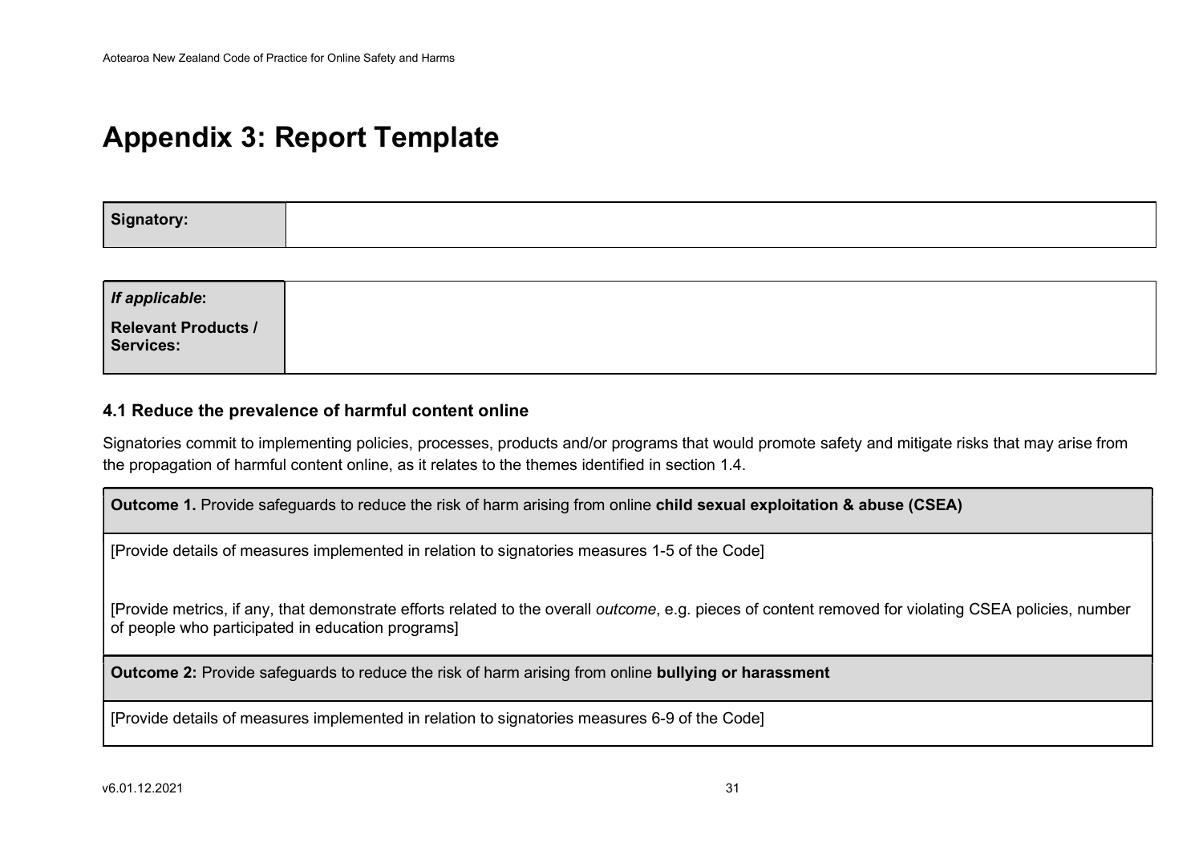# Appendix 3: Report Template

| **Signatory:** | |
|---|---|

| ***If applicable*:** **Relevant Products / Services:** | |
|---|---|

### 4.1 Reduce the prevalence of harmful content online

Signatories commit to implementing policies, processes, products and/or programs that would promote safety and mitigate risks that may arise from the propagation of harmful content online, as it relates to the themes identified in section 1.4.

| **Outcome 1.** Provide safeguards to reduce the risk of harm arising from online **child sexual exploitation & abuse (CSEA)** |
|---|
| [Provide details of measures implemented in relation to signatories measures 1-5 of the Code]<br><br>[Provide metrics, if any, that demonstrate efforts related to the overall *outcome*, e.g. pieces of content removed for violating CSEA policies, number of people who participated in education programs] |
| **Outcome 2:** Provide safeguards to reduce the risk of harm arising from online **bullying or harassment** |
| [Provide details of measures implemented in relation to signatories measures 6-9 of the Code] |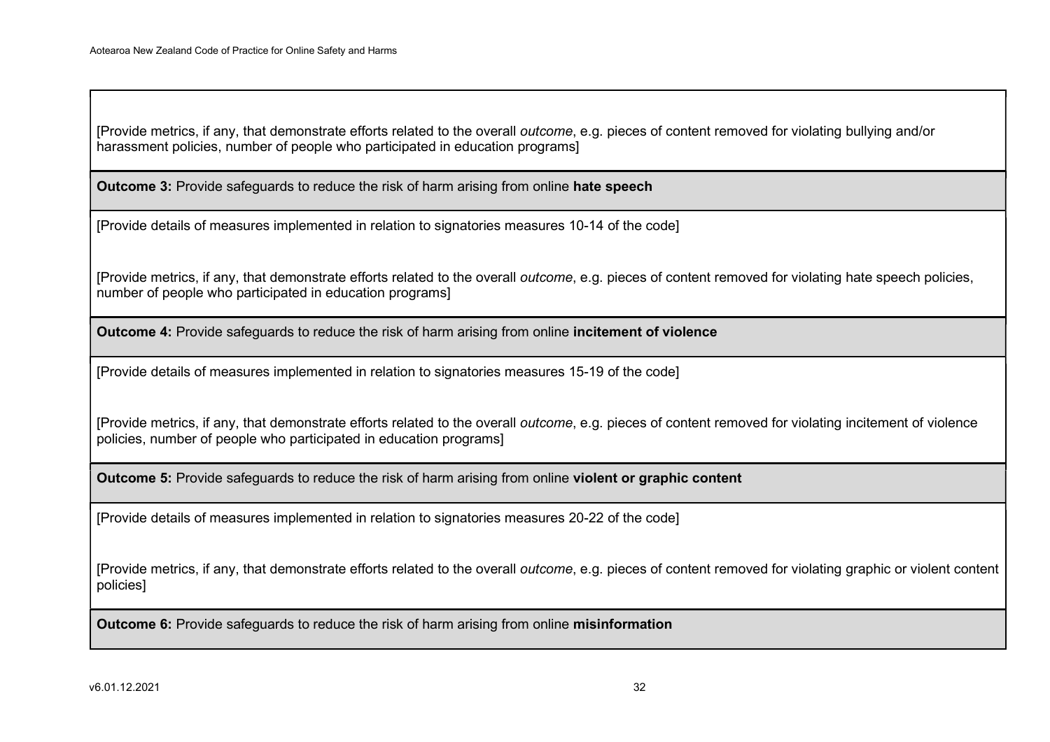| |
|---|
| [Provide metrics, if any, that demonstrate efforts related to the overall *outcome*, e.g. pieces of content removed for violating bullying and/or harassment policies, number of people who participated in education programs] |
| **Outcome 3:** Provide safeguards to reduce the risk of harm arising from online **hate speech** |
| [Provide details of measures implemented in relation to signatories measures 10-14 of the code]<br><br>[Provide metrics, if any, that demonstrate efforts related to the overall *outcome*, e.g. pieces of content removed for violating hate speech policies, number of people who participated in education programs] |
| **Outcome 4:** Provide safeguards to reduce the risk of harm arising from online **incitement of violence** |
| [Provide details of measures implemented in relation to signatories measures 15-19 of the code]<br><br>[Provide metrics, if any, that demonstrate efforts related to the overall *outcome*, e.g. pieces of content removed for violating incitement of violence policies, number of people who participated in education programs] |
| **Outcome 5:** Provide safeguards to reduce the risk of harm arising from online **violent or graphic content** |
| [Provide details of measures implemented in relation to signatories measures 20-22 of the code]<br><br>[Provide metrics, if any, that demonstrate efforts related to the overall *outcome*, e.g. pieces of content removed for violating graphic or violent content policies] |
| **Outcome 6:** Provide safeguards to reduce the risk of harm arising from online **misinformation** |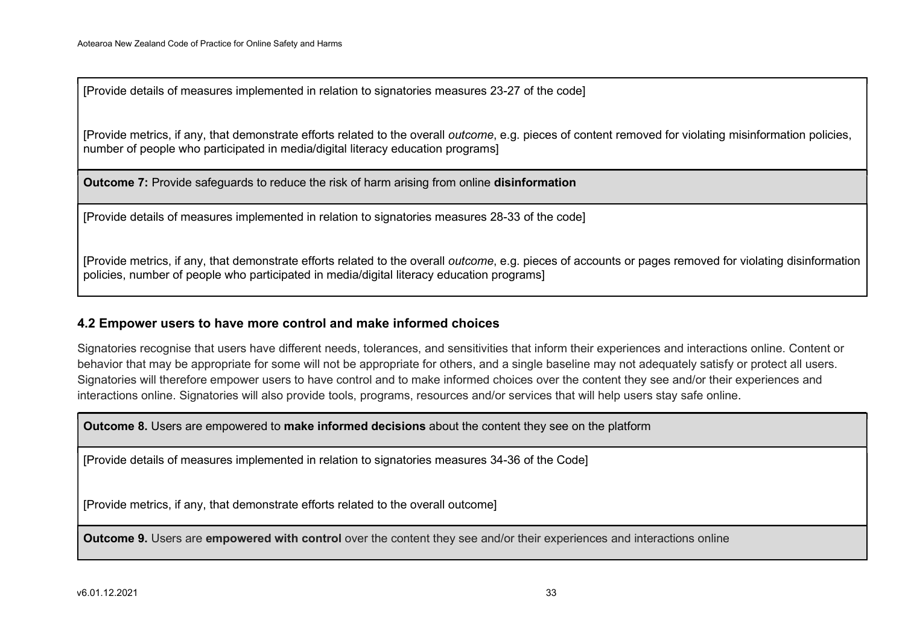| [Provide details of measures implemented in relation to signatories measures 23-27 of the code]<br><br>[Provide metrics, if any, that demonstrate efforts related to the overall *outcome*, e.g. pieces of content removed for violating misinformation policies, number of people who participated in media/digital literacy education programs] |
| --- |
| **Outcome 7:** Provide safeguards to reduce the risk of harm arising from online **disinformation** |
| [Provide details of measures implemented in relation to signatories measures 28-33 of the code]<br><br>[Provide metrics, if any, that demonstrate efforts related to the overall *outcome*, e.g. pieces of accounts or pages removed for violating disinformation policies, number of people who participated in media/digital literacy education programs] |

### 4.2 Empower users to have more control and make informed choices

Signatories recognise that users have different needs, tolerances, and sensitivities that inform their experiences and interactions online. Content or behavior that may be appropriate for some will not be appropriate for others, and a single baseline may not adequately satisfy or protect all users. Signatories will therefore empower users to have control and to make informed choices over the content they see and/or their experiences and interactions online. Signatories will also provide tools, programs, resources and/or services that will help users stay safe online.

| **Outcome 8.** Users are empowered to **make informed decisions** about the content they see on the platform |
| --- |
| [Provide details of measures implemented in relation to signatories measures 34-36 of the Code]<br><br>[Provide metrics, if any, that demonstrate efforts related to the overall outcome] |
| **Outcome 9.** Users are **empowered with control** over the content they see and/or their experiences and interactions online |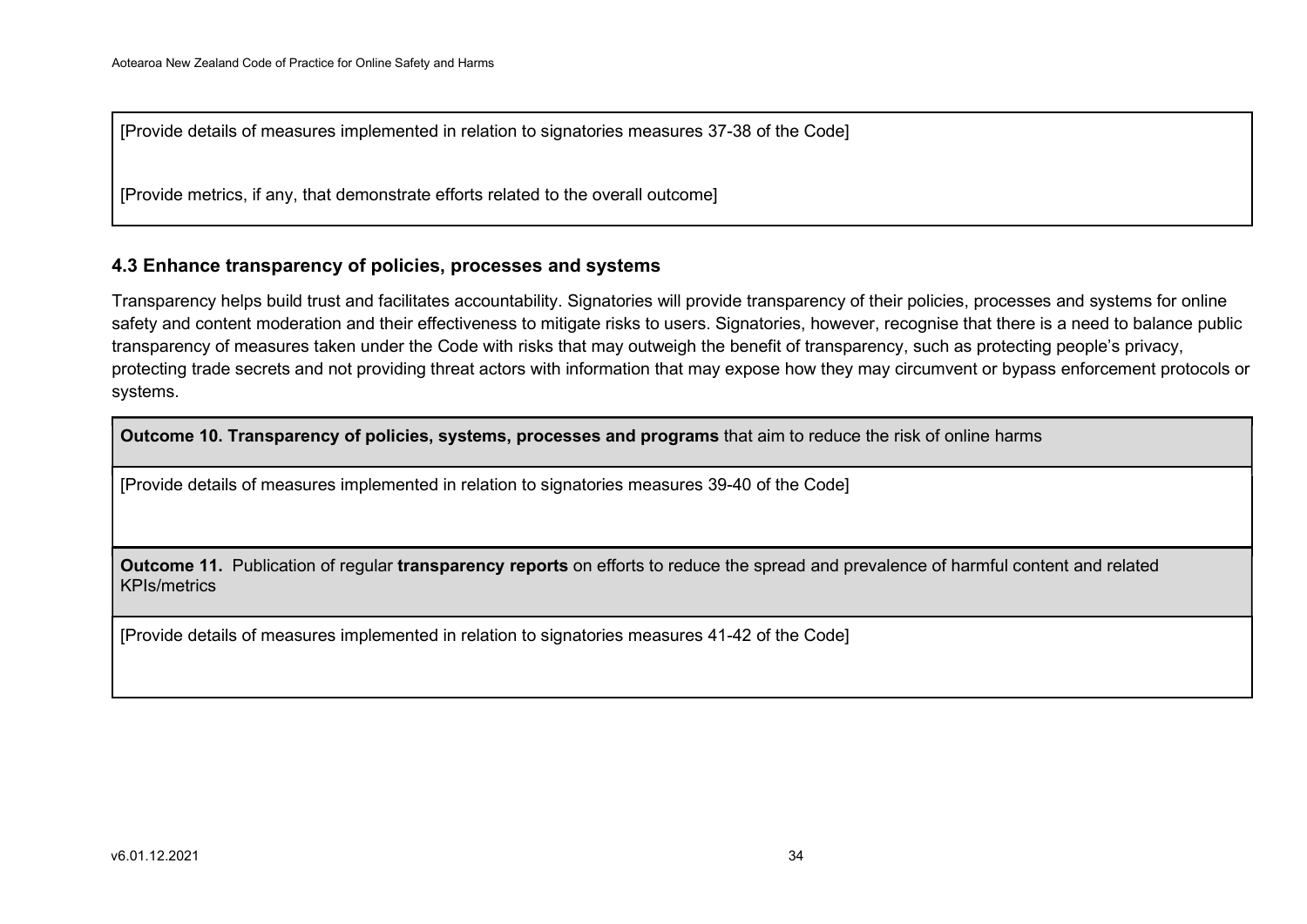| [Provide details of measures implemented in relation to signatories measures 37-38 of the Code]<br><br>[Provide metrics, if any, that demonstrate efforts related to the overall outcome] |
|---|

### 4.3 Enhance transparency of policies, processes and systems

Transparency helps build trust and facilitates accountability. Signatories will provide transparency of their policies, processes and systems for online safety and content moderation and their effectiveness to mitigate risks to users. Signatories, however, recognise that there is a need to balance public transparency of measures taken under the Code with risks that may outweigh the benefit of transparency, such as protecting people's privacy, protecting trade secrets and not providing threat actors with information that may expose how they may circumvent or bypass enforcement protocols or systems.

| **Outcome 10. Transparency of policies, systems, processes and programs** that aim to reduce the risk of online harms |
|---|
| [Provide details of measures implemented in relation to signatories measures 39-40 of the Code] |

| **Outcome 11.** Publication of regular **transparency reports** on efforts to reduce the spread and prevalence of harmful content and related KPIs/metrics |
|---|
| [Provide details of measures implemented in relation to signatories measures 41-42 of the Code] |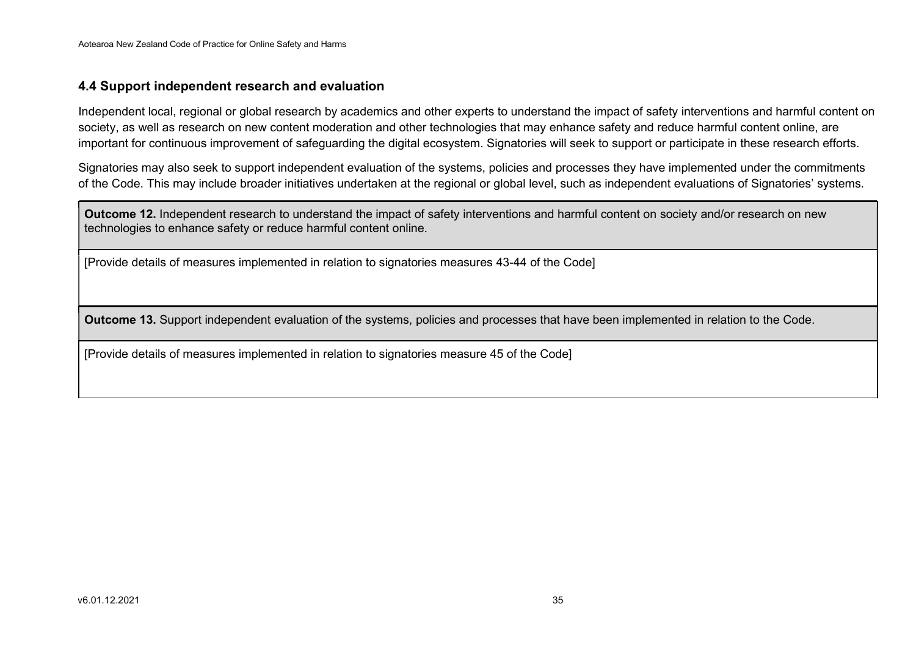### 4.4 Support independent research and evaluation

Independent local, regional or global research by academics and other experts to understand the impact of safety interventions and harmful content on society, as well as research on new content moderation and other technologies that may enhance safety and reduce harmful content online, are important for continuous improvement of safeguarding the digital ecosystem. Signatories will seek to support or participate in these research efforts.

Signatories may also seek to support independent evaluation of the systems, policies and processes they have implemented under the commitments of the Code. This may include broader initiatives undertaken at the regional or global level, such as independent evaluations of Signatories' systems.

| **Outcome 12.** Independent research to understand the impact of safety interventions and harmful content on society and/or research on new technologies to enhance safety or reduce harmful content online. |
| --- |
| [Provide details of measures implemented in relation to signatories measures 43-44 of the Code] |

| **Outcome 13.** Support independent evaluation of the systems, policies and processes that have been implemented in relation to the Code. |
| --- |
| [Provide details of measures implemented in relation to signatories measure 45 of the Code] |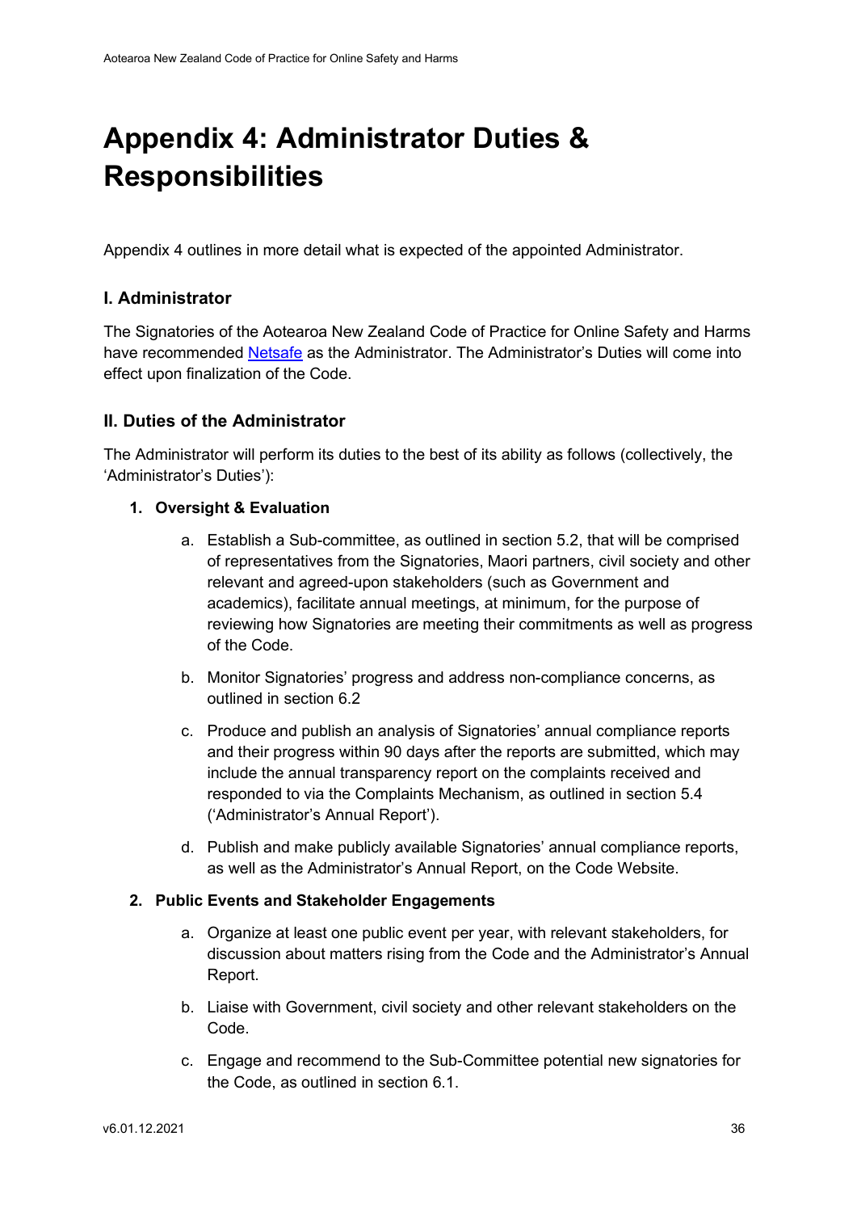# Appendix 4: Administrator Duties & Responsibilities

Appendix 4 outlines in more detail what is expected of the appointed Administrator.

## I. Administrator

The Signatories of the Aotearoa New Zealand Code of Practice for Online Safety and Harms have recommended Netsafe as the Administrator. The Administrator's Duties will come into effect upon finalization of the Code.

## II. Duties of the Administrator

The Administrator will perform its duties to the best of its ability as follows (collectively, the 'Administrator's Duties'):

1. **Oversight & Evaluation**
    a. Establish a Sub-committee, as outlined in section 5.2, that will be comprised of representatives from the Signatories, Maori partners, civil society and other relevant and agreed-upon stakeholders (such as Government and academics), facilitate annual meetings, at minimum, for the purpose of reviewing how Signatories are meeting their commitments as well as progress of the Code.

    b. Monitor Signatories' progress and address non-compliance concerns, as outlined in section 6.2

    c. Produce and publish an analysis of Signatories' annual compliance reports and their progress within 90 days after the reports are submitted, which may include the annual transparency report on the complaints received and responded to via the Complaints Mechanism, as outlined in section 5.4 ('Administrator's Annual Report').

    d. Publish and make publicly available Signatories' annual compliance reports, as well as the Administrator's Annual Report, on the Code Website.

2. **Public Events and Stakeholder Engagements**
    a. Organize at least one public event per year, with relevant stakeholders, for discussion about matters rising from the Code and the Administrator's Annual Report.

    b. Liaise with Government, civil society and other relevant stakeholders on the Code.

    c. Engage and recommend to the Sub-Committee potential new signatories for the Code, as outlined in section 6.1.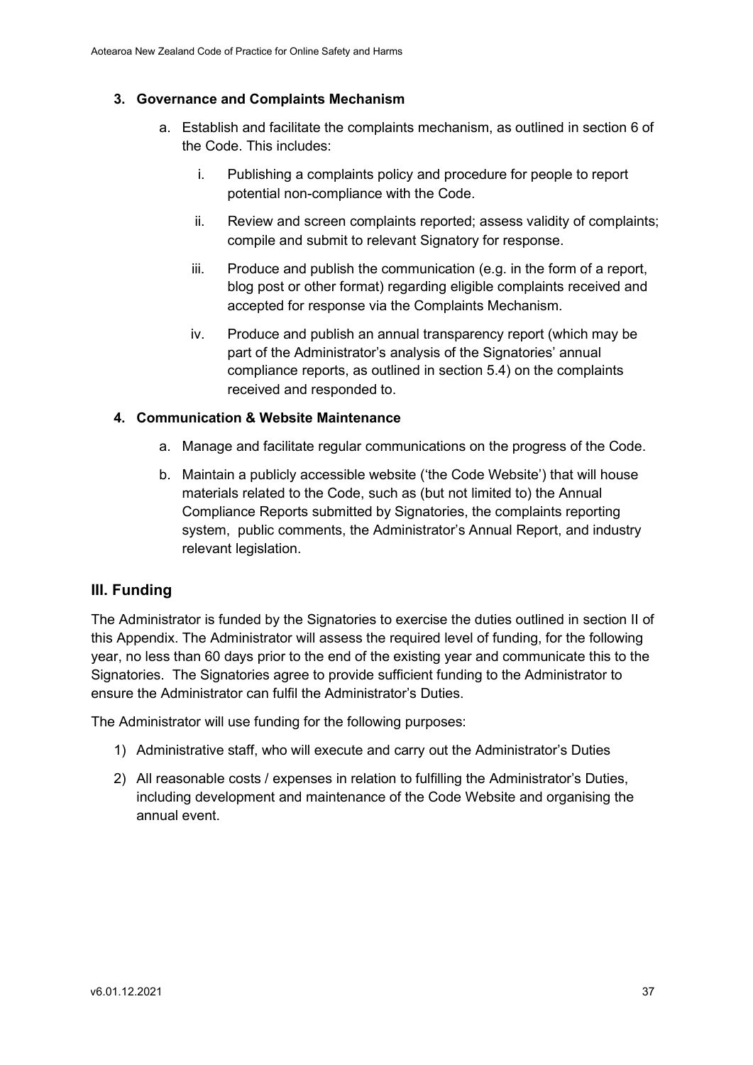**3. Governance and Complaints Mechanism**

a. Establish and facilitate the complaints mechanism, as outlined in section 6 of the Code. This includes:

   i. Publishing a complaints policy and procedure for people to report potential non-compliance with the Code.

   ii. Review and screen complaints reported; assess validity of complaints; compile and submit to relevant Signatory for response.

   iii. Produce and publish the communication (e.g. in the form of a report, blog post or other format) regarding eligible complaints received and accepted for response via the Complaints Mechanism.

   iv. Produce and publish an annual transparency report (which may be part of the Administrator's analysis of the Signatories' annual compliance reports, as outlined in section 5.4) on the complaints received and responded to.

**4. Communication & Website Maintenance**

a. Manage and facilitate regular communications on the progress of the Code.

b. Maintain a publicly accessible website ('the Code Website') that will house materials related to the Code, such as (but not limited to) the Annual Compliance Reports submitted by Signatories, the complaints reporting system, public comments, the Administrator's Annual Report, and industry relevant legislation.

## III. Funding

The Administrator is funded by the Signatories to exercise the duties outlined in section II of this Appendix. The Administrator will assess the required level of funding, for the following year, no less than 60 days prior to the end of the existing year and communicate this to the Signatories. The Signatories agree to provide sufficient funding to the Administrator to ensure the Administrator can fulfil the Administrator's Duties.

The Administrator will use funding for the following purposes:

1) Administrative staff, who will execute and carry out the Administrator's Duties
2) All reasonable costs / expenses in relation to fulfilling the Administrator's Duties, including development and maintenance of the Code Website and organising the annual event.